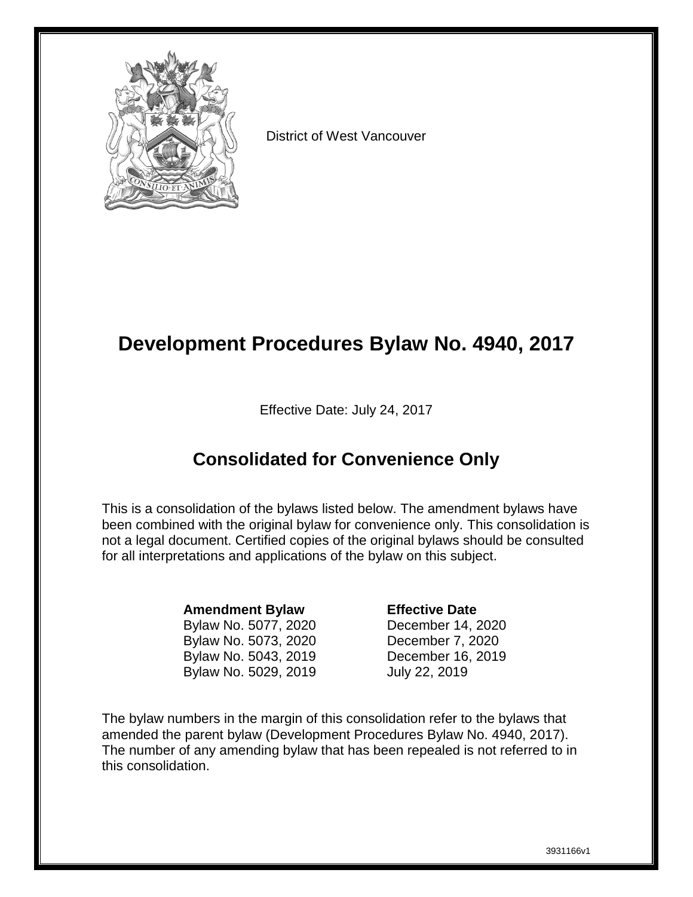District of West Vancouver

# Development Procedures Bylaw No. 4940, 2017

Effective Date: July 24, 2017

## Consolidated for Convenience Only

This is a consolidation of the bylaws listed below. The amendment bylaws have been combined with the original bylaw for convenience only. This consolidation is not a legal document. Certified copies of the original bylaws should be consulted for all interpretations and applications of the bylaw on this subject.

| **Amendment Bylaw** | **Effective Date** |
|---|---|
| Bylaw No. 5077, 2020 | December 14, 2020 |
| Bylaw No. 5073, 2020 | December 7, 2020 |
| Bylaw No. 5043, 2019 | December 16, 2019 |
| Bylaw No. 5029, 2019 | July 22, 2019 |

The bylaw numbers in the margin of this consolidation refer to the bylaws that amended the parent bylaw (Development Procedures Bylaw No. 4940, 2017). The number of any amending bylaw that has been repealed is not referred to in this consolidation.

3931166v1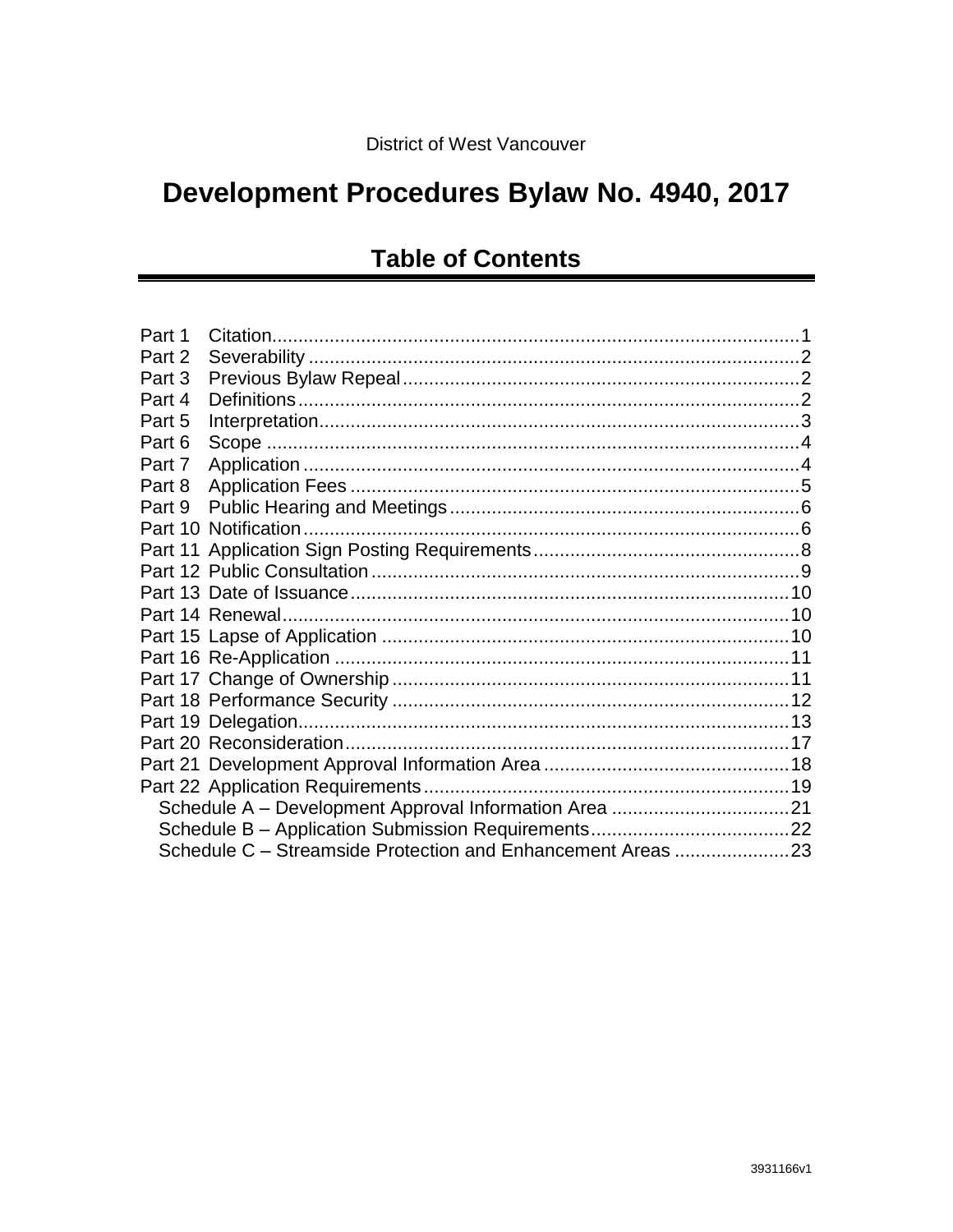District of West Vancouver

# Development Procedures Bylaw No. 4940, 2017

## Table of Contents

| | | |
|---|---|---|
| Part 1 | Citation | 1 |
| Part 2 | Severability | 2 |
| Part 3 | Previous Bylaw Repeal | 2 |
| Part 4 | Definitions | 2 |
| Part 5 | Interpretation | 3 |
| Part 6 | Scope | 4 |
| Part 7 | Application | 4 |
| Part 8 | Application Fees | 5 |
| Part 9 | Public Hearing and Meetings | 6 |
| Part 10 | Notification | 6 |
| Part 11 | Application Sign Posting Requirements | 8 |
| Part 12 | Public Consultation | 9 |
| Part 13 | Date of Issuance | 10 |
| Part 14 | Renewal | 10 |
| Part 15 | Lapse of Application | 10 |
| Part 16 | Re-Application | 11 |
| Part 17 | Change of Ownership | 11 |
| Part 18 | Performance Security | 12 |
| Part 19 | Delegation | 13 |
| Part 20 | Reconsideration | 17 |
| Part 21 | Development Approval Information Area | 18 |
| Part 22 | Application Requirements | 19 |
| | Schedule A – Development Approval Information Area | 21 |
| | Schedule B – Application Submission Requirements | 22 |
| | Schedule C – Streamside Protection and Enhancement Areas | 23 |

3931166v1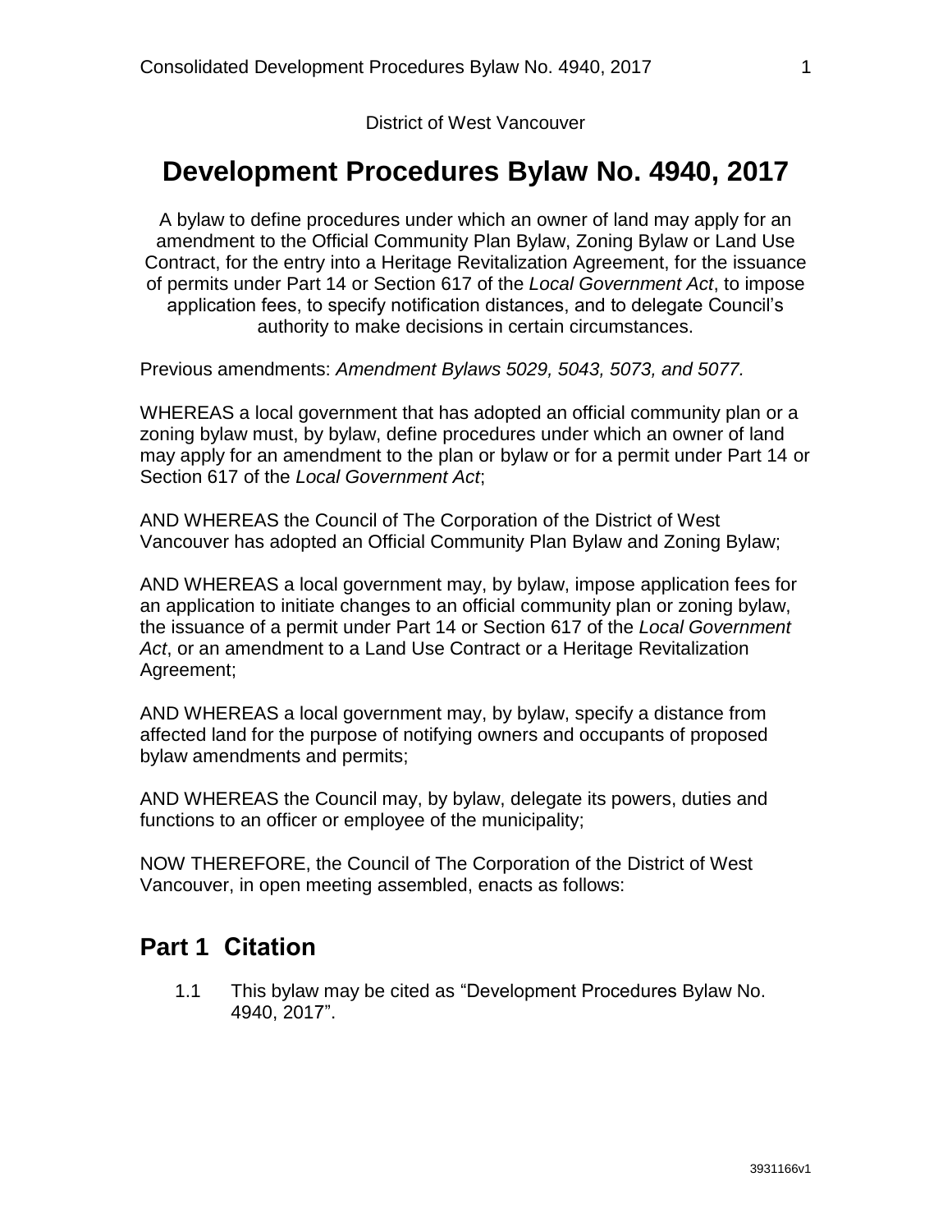District of West Vancouver

# Development Procedures Bylaw No. 4940, 2017

A bylaw to define procedures under which an owner of land may apply for an amendment to the Official Community Plan Bylaw, Zoning Bylaw or Land Use Contract, for the entry into a Heritage Revitalization Agreement, for the issuance of permits under Part 14 or Section 617 of the *Local Government Act*, to impose application fees, to specify notification distances, and to delegate Council's authority to make decisions in certain circumstances.

Previous amendments: *Amendment Bylaws 5029, 5043, 5073, and 5077.*

WHEREAS a local government that has adopted an official community plan or a zoning bylaw must, by bylaw, define procedures under which an owner of land may apply for an amendment to the plan or bylaw or for a permit under Part 14 or Section 617 of the *Local Government Act*;

AND WHEREAS the Council of The Corporation of the District of West Vancouver has adopted an Official Community Plan Bylaw and Zoning Bylaw;

AND WHEREAS a local government may, by bylaw, impose application fees for an application to initiate changes to an official community plan or zoning bylaw, the issuance of a permit under Part 14 or Section 617 of the *Local Government Act*, or an amendment to a Land Use Contract or a Heritage Revitalization Agreement;

AND WHEREAS a local government may, by bylaw, specify a distance from affected land for the purpose of notifying owners and occupants of proposed bylaw amendments and permits;

AND WHEREAS the Council may, by bylaw, delegate its powers, duties and functions to an officer or employee of the municipality;

NOW THEREFORE, the Council of The Corporation of the District of West Vancouver, in open meeting assembled, enacts as follows:

## Part 1 Citation

1.1 This bylaw may be cited as "Development Procedures Bylaw No. 4940, 2017".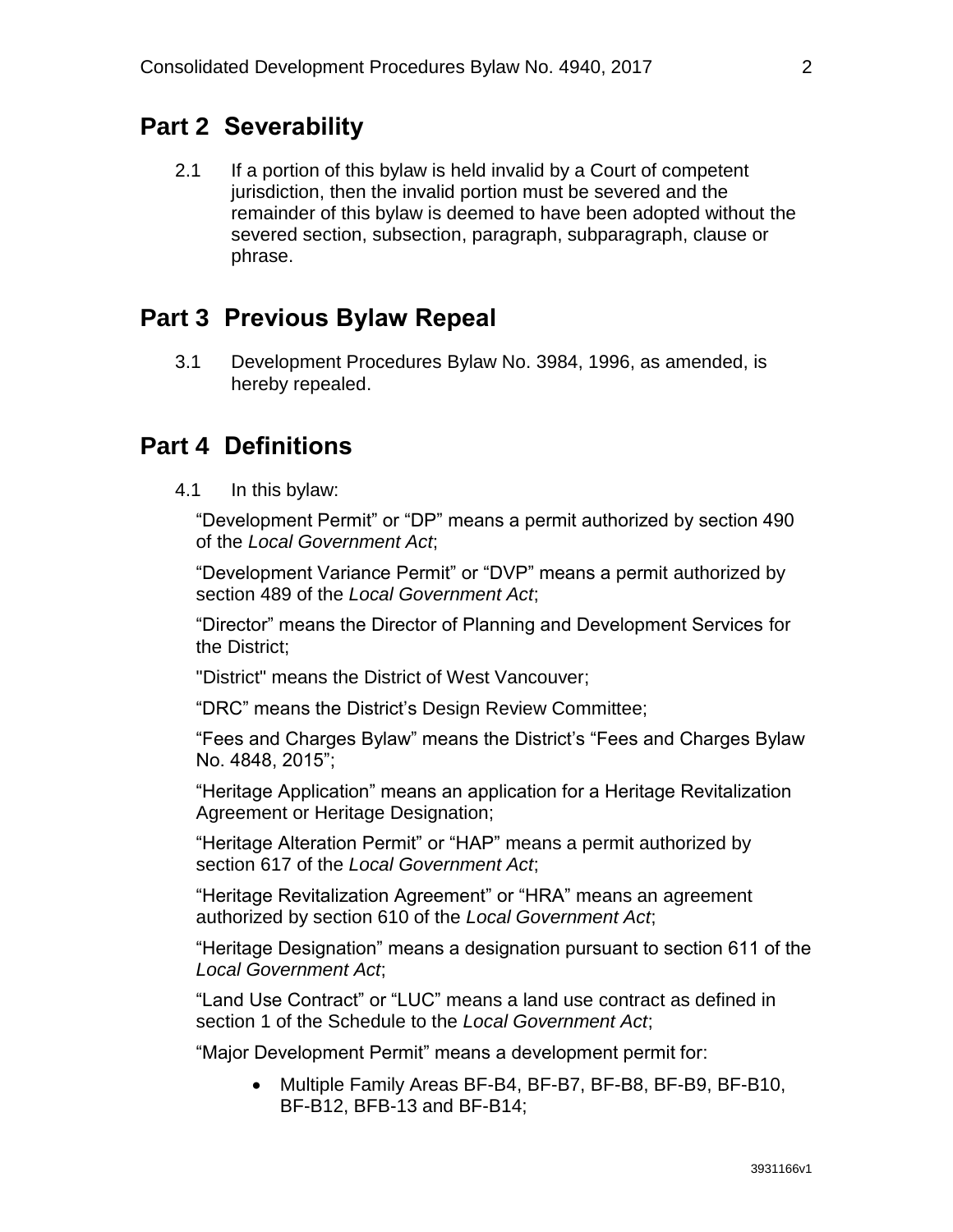## Part 2 Severability

2.1 If a portion of this bylaw is held invalid by a Court of competent jurisdiction, then the invalid portion must be severed and the remainder of this bylaw is deemed to have been adopted without the severed section, subsection, paragraph, subparagraph, clause or phrase.

## Part 3 Previous Bylaw Repeal

3.1 Development Procedures Bylaw No. 3984, 1996, as amended, is hereby repealed.

## Part 4 Definitions

4.1 In this bylaw:

"Development Permit" or "DP" means a permit authorized by section 490 of the *Local Government Act*;

"Development Variance Permit" or "DVP" means a permit authorized by section 489 of the *Local Government Act*;

"Director" means the Director of Planning and Development Services for the District;

"District" means the District of West Vancouver;

"DRC" means the District's Design Review Committee;

"Fees and Charges Bylaw" means the District's "Fees and Charges Bylaw No. 4848, 2015";

"Heritage Application" means an application for a Heritage Revitalization Agreement or Heritage Designation;

"Heritage Alteration Permit" or "HAP" means a permit authorized by section 617 of the *Local Government Act*;

"Heritage Revitalization Agreement" or "HRA" means an agreement authorized by section 610 of the *Local Government Act*;

"Heritage Designation" means a designation pursuant to section 611 of the *Local Government Act*;

"Land Use Contract" or "LUC" means a land use contract as defined in section 1 of the Schedule to the *Local Government Act*;

"Major Development Permit" means a development permit for:

- Multiple Family Areas BF-B4, BF-B7, BF-B8, BF-B9, BF-B10, BF-B12, BFB-13 and BF-B14;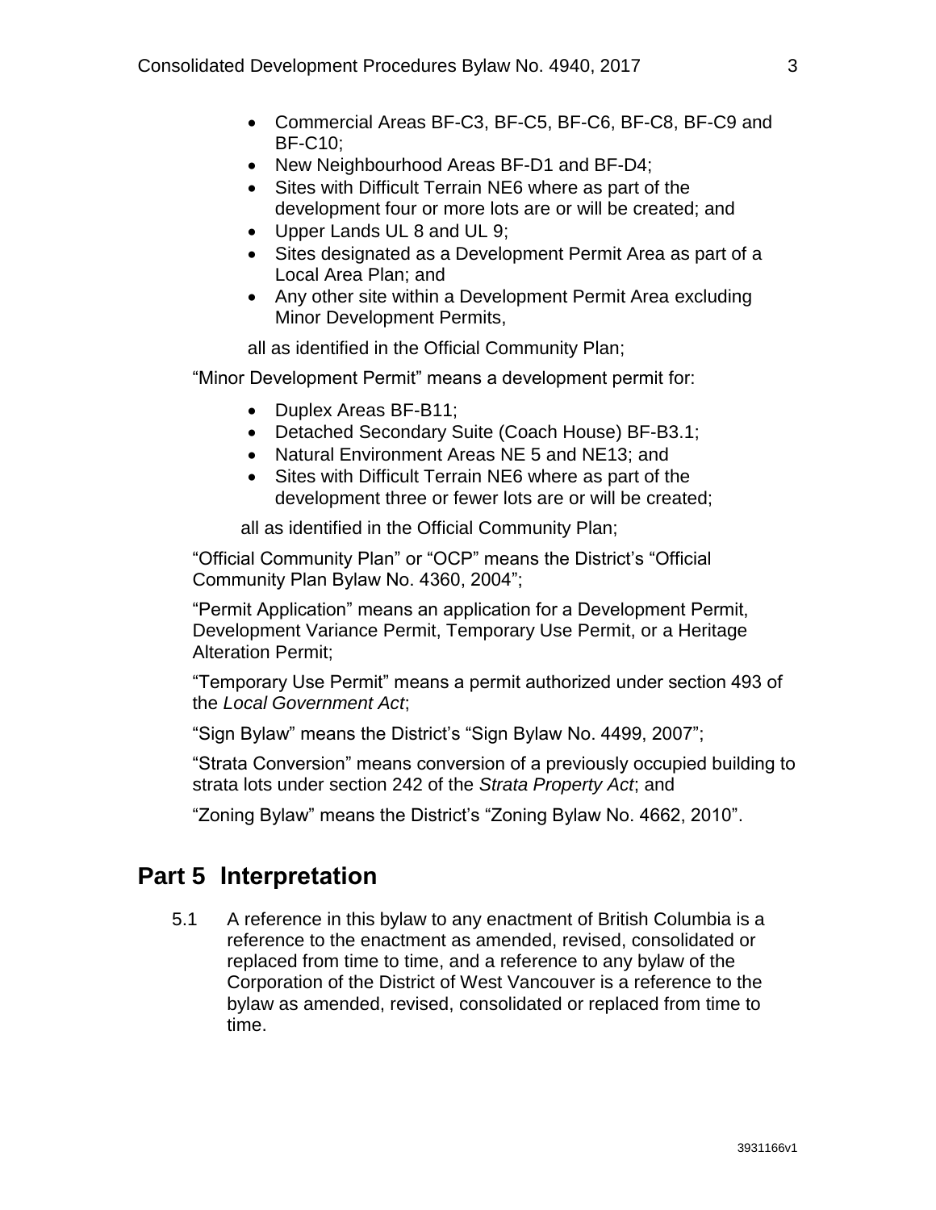- Commercial Areas BF-C3, BF-C5, BF-C6, BF-C8, BF-C9 and BF-C10;
- New Neighbourhood Areas BF-D1 and BF-D4;
- Sites with Difficult Terrain NE6 where as part of the development four or more lots are or will be created; and
- Upper Lands UL 8 and UL 9;
- Sites designated as a Development Permit Area as part of a Local Area Plan; and
- Any other site within a Development Permit Area excluding Minor Development Permits,

all as identified in the Official Community Plan;

"Minor Development Permit" means a development permit for:

- Duplex Areas BF-B11;
- Detached Secondary Suite (Coach House) BF-B3.1;
- Natural Environment Areas NE 5 and NE13; and
- Sites with Difficult Terrain NE6 where as part of the development three or fewer lots are or will be created;

all as identified in the Official Community Plan;

"Official Community Plan" or "OCP" means the District's "Official Community Plan Bylaw No. 4360, 2004";

"Permit Application" means an application for a Development Permit, Development Variance Permit, Temporary Use Permit, or a Heritage Alteration Permit;

"Temporary Use Permit" means a permit authorized under section 493 of the *Local Government Act*;

"Sign Bylaw" means the District's "Sign Bylaw No. 4499, 2007";

"Strata Conversion" means conversion of a previously occupied building to strata lots under section 242 of the *Strata Property Act*; and

"Zoning Bylaw" means the District's "Zoning Bylaw No. 4662, 2010".

## Part 5 Interpretation

5.1 A reference in this bylaw to any enactment of British Columbia is a reference to the enactment as amended, revised, consolidated or replaced from time to time, and a reference to any bylaw of the Corporation of the District of West Vancouver is a reference to the bylaw as amended, revised, consolidated or replaced from time to time.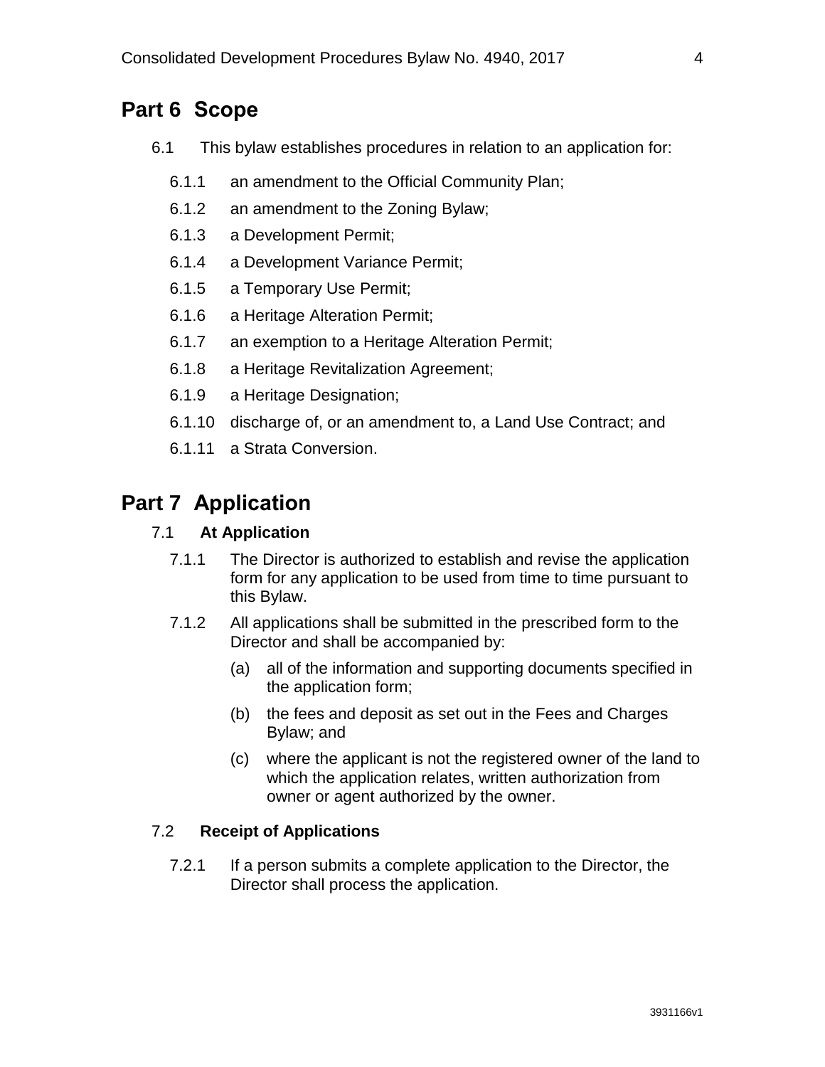## Part 6 Scope

6.1 This bylaw establishes procedures in relation to an application for:

- 6.1.1 an amendment to the Official Community Plan;
- 6.1.2 an amendment to the Zoning Bylaw;
- 6.1.3 a Development Permit;
- 6.1.4 a Development Variance Permit;
- 6.1.5 a Temporary Use Permit;
- 6.1.6 a Heritage Alteration Permit;
- 6.1.7 an exemption to a Heritage Alteration Permit;
- 6.1.8 a Heritage Revitalization Agreement;
- 6.1.9 a Heritage Designation;
- 6.1.10 discharge of, or an amendment to, a Land Use Contract; and
- 6.1.11 a Strata Conversion.

## Part 7 Application

### 7.1 At Application

7.1.1 The Director is authorized to establish and revise the application form for any application to be used from time to time pursuant to this Bylaw.

7.1.2 All applications shall be submitted in the prescribed form to the Director and shall be accompanied by:

- (a) all of the information and supporting documents specified in the application form;
- (b) the fees and deposit as set out in the Fees and Charges Bylaw; and
- (c) where the applicant is not the registered owner of the land to which the application relates, written authorization from owner or agent authorized by the owner.

### 7.2 Receipt of Applications

7.2.1 If a person submits a complete application to the Director, the Director shall process the application.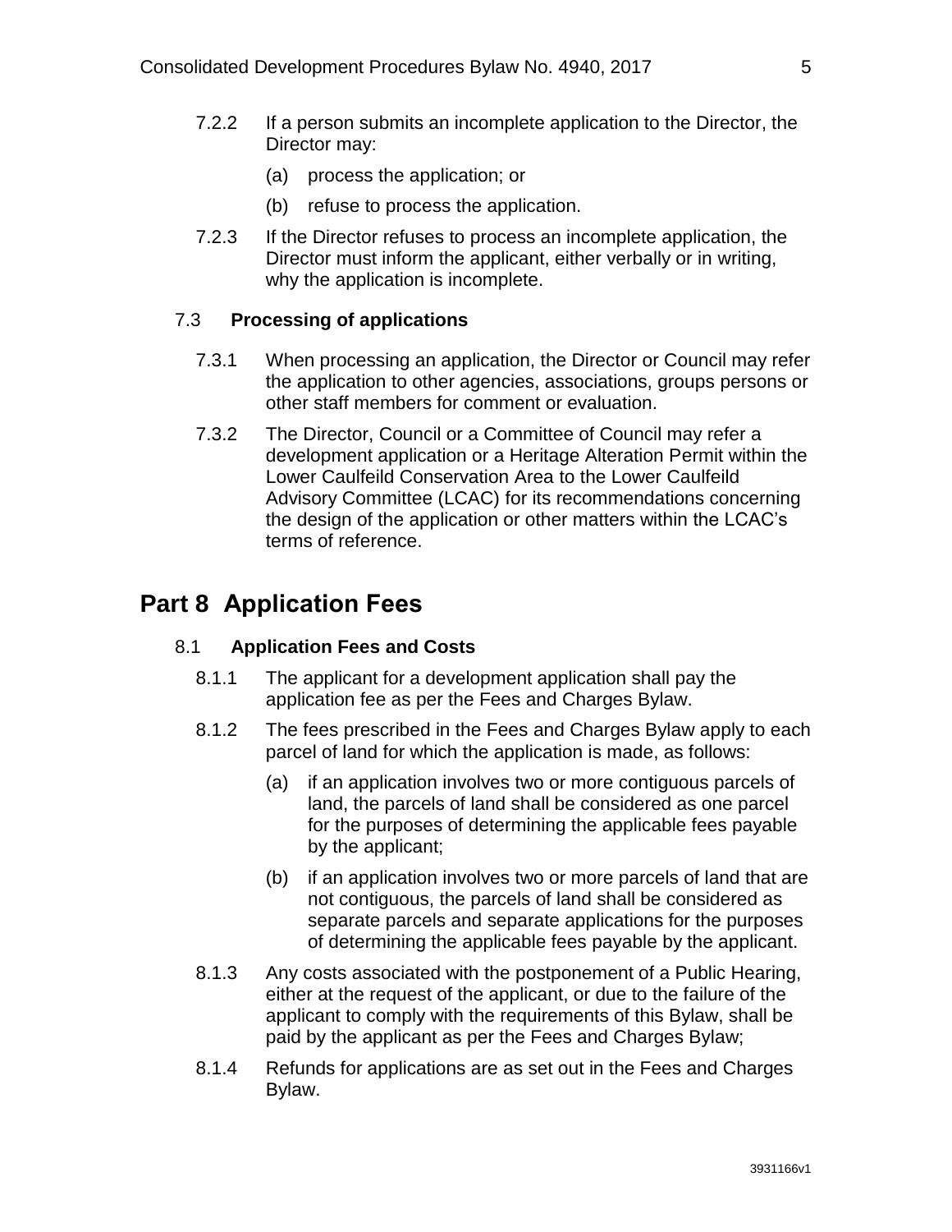7.2.2 If a person submits an incomplete application to the Director, the Director may:

(a) process the application; or

(b) refuse to process the application.

7.2.3 If the Director refuses to process an incomplete application, the Director must inform the applicant, either verbally or in writing, why the application is incomplete.

### 7.3 **Processing of applications**

7.3.1 When processing an application, the Director or Council may refer the application to other agencies, associations, groups persons or other staff members for comment or evaluation.

7.3.2 The Director, Council or a Committee of Council may refer a development application or a Heritage Alteration Permit within the Lower Caulfeild Conservation Area to the Lower Caulfeild Advisory Committee (LCAC) for its recommendations concerning the design of the application or other matters within the LCAC's terms of reference.

## Part 8 Application Fees

### 8.1 **Application Fees and Costs**

8.1.1 The applicant for a development application shall pay the application fee as per the Fees and Charges Bylaw.

8.1.2 The fees prescribed in the Fees and Charges Bylaw apply to each parcel of land for which the application is made, as follows:

(a) if an application involves two or more contiguous parcels of land, the parcels of land shall be considered as one parcel for the purposes of determining the applicable fees payable by the applicant;

(b) if an application involves two or more parcels of land that are not contiguous, the parcels of land shall be considered as separate parcels and separate applications for the purposes of determining the applicable fees payable by the applicant.

8.1.3 Any costs associated with the postponement of a Public Hearing, either at the request of the applicant, or due to the failure of the applicant to comply with the requirements of this Bylaw, shall be paid by the applicant as per the Fees and Charges Bylaw;

8.1.4 Refunds for applications are as set out in the Fees and Charges Bylaw.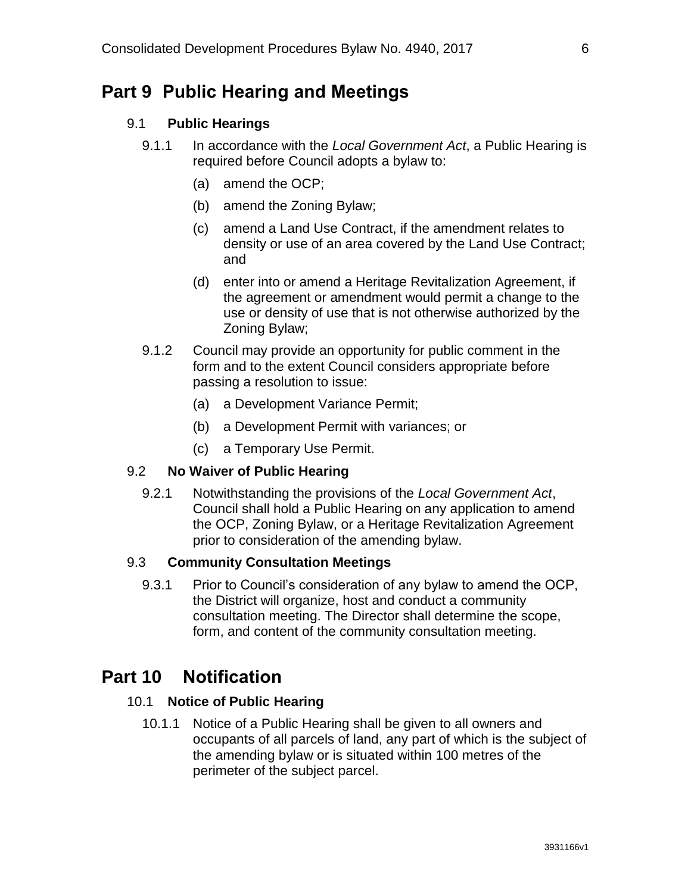# Part 9 Public Hearing and Meetings

## 9.1 Public Hearings

9.1.1 In accordance with the *Local Government Act*, a Public Hearing is required before Council adopts a bylaw to:

(a) amend the OCP;

(b) amend the Zoning Bylaw;

(c) amend a Land Use Contract, if the amendment relates to density or use of an area covered by the Land Use Contract; and

(d) enter into or amend a Heritage Revitalization Agreement, if the agreement or amendment would permit a change to the use or density of use that is not otherwise authorized by the Zoning Bylaw;

9.1.2 Council may provide an opportunity for public comment in the form and to the extent Council considers appropriate before passing a resolution to issue:

(a) a Development Variance Permit;

(b) a Development Permit with variances; or

(c) a Temporary Use Permit.

## 9.2 No Waiver of Public Hearing

9.2.1 Notwithstanding the provisions of the *Local Government Act*, Council shall hold a Public Hearing on any application to amend the OCP, Zoning Bylaw, or a Heritage Revitalization Agreement prior to consideration of the amending bylaw.

## 9.3 Community Consultation Meetings

9.3.1 Prior to Council's consideration of any bylaw to amend the OCP, the District will organize, host and conduct a community consultation meeting. The Director shall determine the scope, form, and content of the community consultation meeting.

# Part 10 Notification

## 10.1 Notice of Public Hearing

10.1.1 Notice of a Public Hearing shall be given to all owners and occupants of all parcels of land, any part of which is the subject of the amending bylaw or is situated within 100 metres of the perimeter of the subject parcel.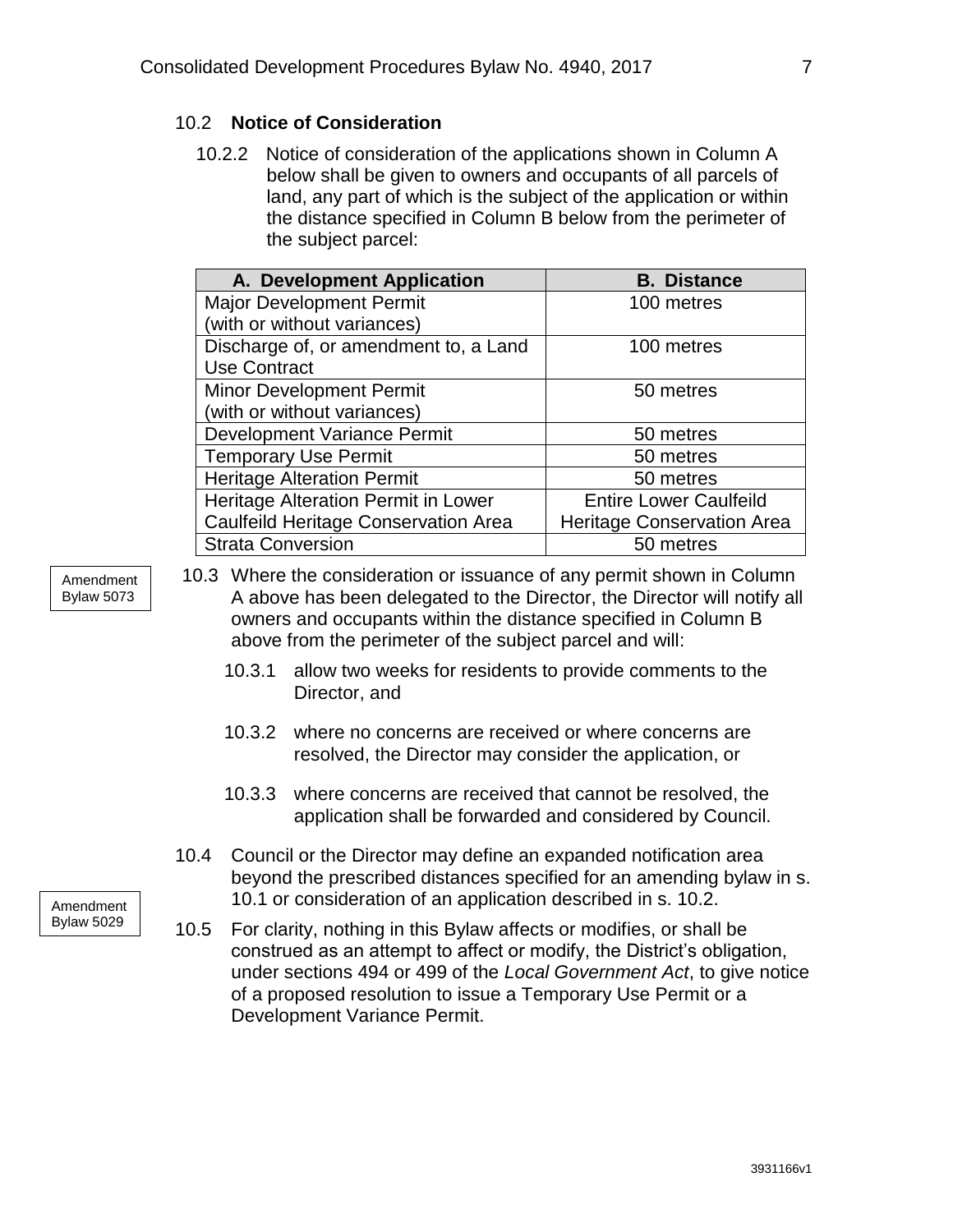## 10.2 **Notice of Consideration**

10.2.2 Notice of consideration of the applications shown in Column A below shall be given to owners and occupants of all parcels of land, any part of which is the subject of the application or within the distance specified in Column B below from the perimeter of the subject parcel:

| A. Development Application | B. Distance |
|---|---|
| Major Development Permit (with or without variances) | 100 metres |
| Discharge of, or amendment to, a Land Use Contract | 100 metres |
| Minor Development Permit (with or without variances) | 50 metres |
| Development Variance Permit | 50 metres |
| Temporary Use Permit | 50 metres |
| Heritage Alteration Permit | 50 metres |
| Heritage Alteration Permit in Lower Caulfeild Heritage Conservation Area | Entire Lower Caulfeild Heritage Conservation Area |
| Strata Conversion | 50 metres |

Amendment Bylaw 5073

10.3 Where the consideration or issuance of any permit shown in Column A above has been delegated to the Director, the Director will notify all owners and occupants within the distance specified in Column B above from the perimeter of the subject parcel and will:

10.3.1 allow two weeks for residents to provide comments to the Director, and

10.3.2 where no concerns are received or where concerns are resolved, the Director may consider the application, or

10.3.3 where concerns are received that cannot be resolved, the application shall be forwarded and considered by Council.

10.4 Council or the Director may define an expanded notification area beyond the prescribed distances specified for an amending bylaw in s. 10.1 or consideration of an application described in s. 10.2.

Amendment Bylaw 5029

10.5 For clarity, nothing in this Bylaw affects or modifies, or shall be construed as an attempt to affect or modify, the District's obligation, under sections 494 or 499 of the *Local Government Act*, to give notice of a proposed resolution to issue a Temporary Use Permit or a Development Variance Permit.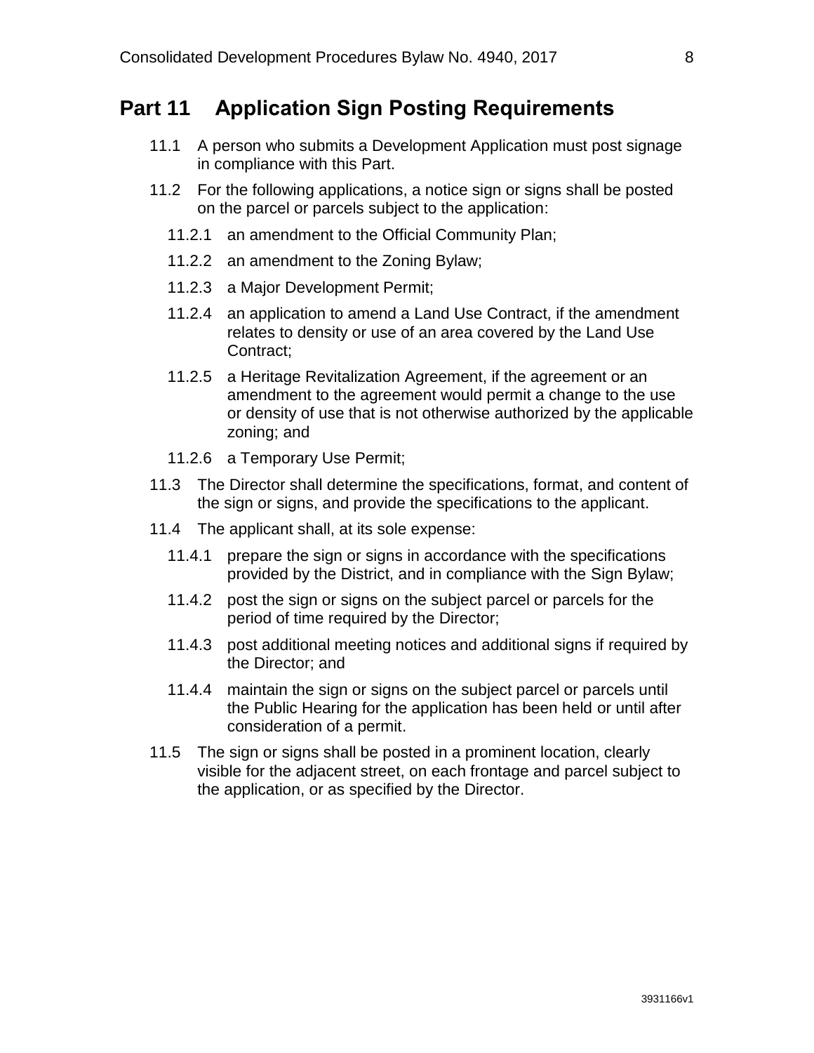# Part 11 Application Sign Posting Requirements

11.1 A person who submits a Development Application must post signage in compliance with this Part.

11.2 For the following applications, a notice sign or signs shall be posted on the parcel or parcels subject to the application:

- 11.2.1 an amendment to the Official Community Plan;
- 11.2.2 an amendment to the Zoning Bylaw;
- 11.2.3 a Major Development Permit;
- 11.2.4 an application to amend a Land Use Contract, if the amendment relates to density or use of an area covered by the Land Use Contract;
- 11.2.5 a Heritage Revitalization Agreement, if the agreement or an amendment to the agreement would permit a change to the use or density of use that is not otherwise authorized by the applicable zoning; and
- 11.2.6 a Temporary Use Permit;

11.3 The Director shall determine the specifications, format, and content of the sign or signs, and provide the specifications to the applicant.

11.4 The applicant shall, at its sole expense:

- 11.4.1 prepare the sign or signs in accordance with the specifications provided by the District, and in compliance with the Sign Bylaw;
- 11.4.2 post the sign or signs on the subject parcel or parcels for the period of time required by the Director;
- 11.4.3 post additional meeting notices and additional signs if required by the Director; and
- 11.4.4 maintain the sign or signs on the subject parcel or parcels until the Public Hearing for the application has been held or until after consideration of a permit.

11.5 The sign or signs shall be posted in a prominent location, clearly visible for the adjacent street, on each frontage and parcel subject to the application, or as specified by the Director.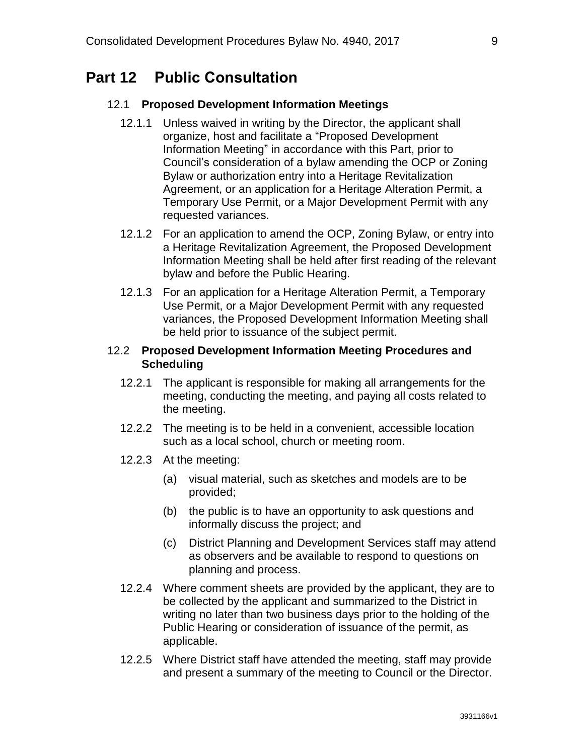# Part 12 Public Consultation

## 12.1 Proposed Development Information Meetings

12.1.1 Unless waived in writing by the Director, the applicant shall organize, host and facilitate a "Proposed Development Information Meeting" in accordance with this Part, prior to Council's consideration of a bylaw amending the OCP or Zoning Bylaw or authorization entry into a Heritage Revitalization Agreement, or an application for a Heritage Alteration Permit, a Temporary Use Permit, or a Major Development Permit with any requested variances.

12.1.2 For an application to amend the OCP, Zoning Bylaw, or entry into a Heritage Revitalization Agreement, the Proposed Development Information Meeting shall be held after first reading of the relevant bylaw and before the Public Hearing.

12.1.3 For an application for a Heritage Alteration Permit, a Temporary Use Permit, or a Major Development Permit with any requested variances, the Proposed Development Information Meeting shall be held prior to issuance of the subject permit.

## 12.2 Proposed Development Information Meeting Procedures and Scheduling

12.2.1 The applicant is responsible for making all arrangements for the meeting, conducting the meeting, and paying all costs related to the meeting.

12.2.2 The meeting is to be held in a convenient, accessible location such as a local school, church or meeting room.

12.2.3 At the meeting:

(a) visual material, such as sketches and models are to be provided;

(b) the public is to have an opportunity to ask questions and informally discuss the project; and

(c) District Planning and Development Services staff may attend as observers and be available to respond to questions on planning and process.

12.2.4 Where comment sheets are provided by the applicant, they are to be collected by the applicant and summarized to the District in writing no later than two business days prior to the holding of the Public Hearing or consideration of issuance of the permit, as applicable.

12.2.5 Where District staff have attended the meeting, staff may provide and present a summary of the meeting to Council or the Director.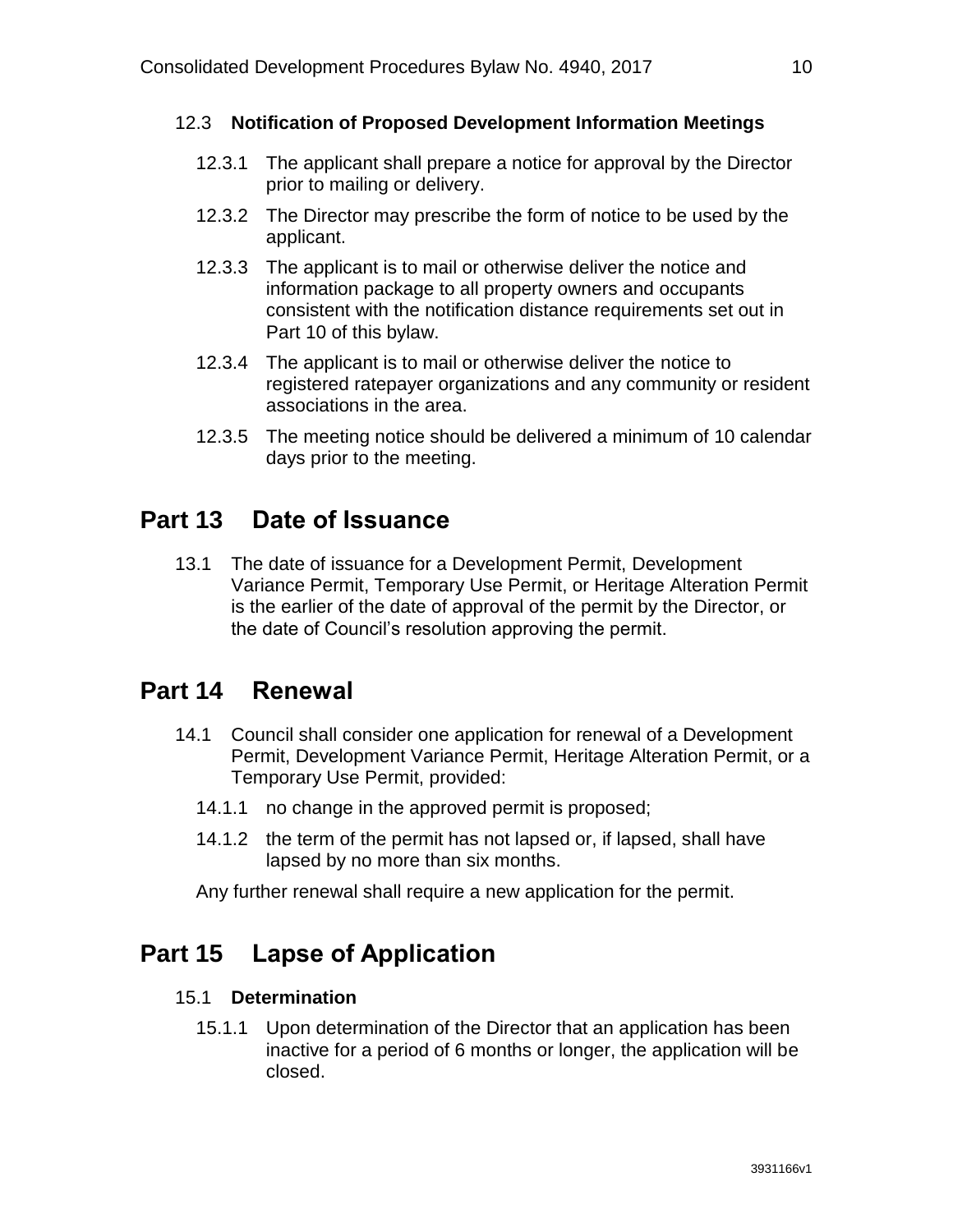### 12.3 **Notification of Proposed Development Information Meetings**

12.3.1 The applicant shall prepare a notice for approval by the Director prior to mailing or delivery.

12.3.2 The Director may prescribe the form of notice to be used by the applicant.

12.3.3 The applicant is to mail or otherwise deliver the notice and information package to all property owners and occupants consistent with the notification distance requirements set out in Part 10 of this bylaw.

12.3.4 The applicant is to mail or otherwise deliver the notice to registered ratepayer organizations and any community or resident associations in the area.

12.3.5 The meeting notice should be delivered a minimum of 10 calendar days prior to the meeting.

# Part 13 Date of Issuance

13.1 The date of issuance for a Development Permit, Development Variance Permit, Temporary Use Permit, or Heritage Alteration Permit is the earlier of the date of approval of the permit by the Director, or the date of Council's resolution approving the permit.

# Part 14 Renewal

14.1 Council shall consider one application for renewal of a Development Permit, Development Variance Permit, Heritage Alteration Permit, or a Temporary Use Permit, provided:

14.1.1 no change in the approved permit is proposed;

14.1.2 the term of the permit has not lapsed or, if lapsed, shall have lapsed by no more than six months.

Any further renewal shall require a new application for the permit.

# Part 15 Lapse of Application

### 15.1 **Determination**

15.1.1 Upon determination of the Director that an application has been inactive for a period of 6 months or longer, the application will be closed.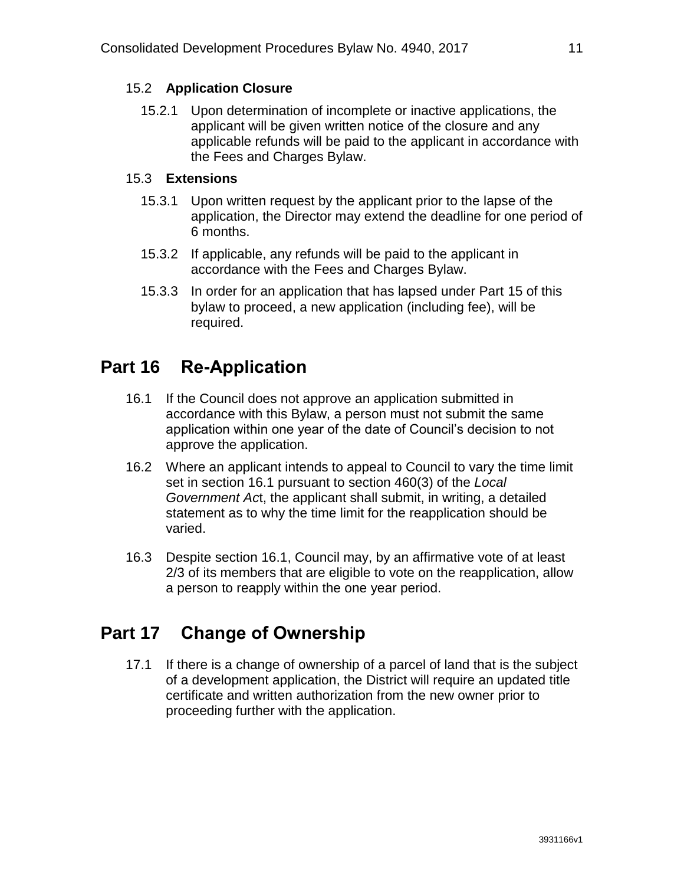### 15.2 **Application Closure**

15.2.1 Upon determination of incomplete or inactive applications, the applicant will be given written notice of the closure and any applicable refunds will be paid to the applicant in accordance with the Fees and Charges Bylaw.

### 15.3 **Extensions**

15.3.1 Upon written request by the applicant prior to the lapse of the application, the Director may extend the deadline for one period of 6 months.

15.3.2 If applicable, any refunds will be paid to the applicant in accordance with the Fees and Charges Bylaw.

15.3.3 In order for an application that has lapsed under Part 15 of this bylaw to proceed, a new application (including fee), will be required.

## Part 16 Re-Application

16.1 If the Council does not approve an application submitted in accordance with this Bylaw, a person must not submit the same application within one year of the date of Council's decision to not approve the application.

16.2 Where an applicant intends to appeal to Council to vary the time limit set in section 16.1 pursuant to section 460(3) of the *Local Government Ac*t, the applicant shall submit, in writing, a detailed statement as to why the time limit for the reapplication should be varied.

16.3 Despite section 16.1, Council may, by an affirmative vote of at least 2/3 of its members that are eligible to vote on the reapplication, allow a person to reapply within the one year period.

## Part 17 Change of Ownership

17.1 If there is a change of ownership of a parcel of land that is the subject of a development application, the District will require an updated title certificate and written authorization from the new owner prior to proceeding further with the application.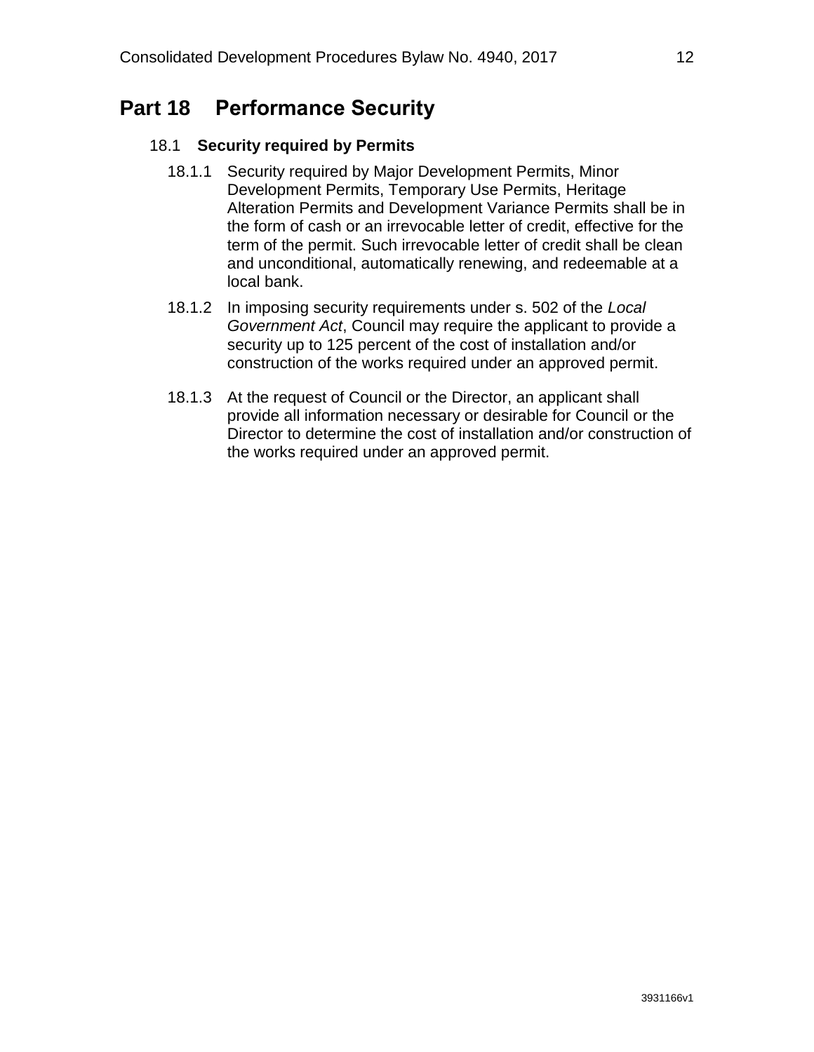## Part 18 Performance Security

### 18.1 **Security required by Permits**

18.1.1 Security required by Major Development Permits, Minor Development Permits, Temporary Use Permits, Heritage Alteration Permits and Development Variance Permits shall be in the form of cash or an irrevocable letter of credit, effective for the term of the permit. Such irrevocable letter of credit shall be clean and unconditional, automatically renewing, and redeemable at a local bank.

18.1.2 In imposing security requirements under s. 502 of the *Local Government Act*, Council may require the applicant to provide a security up to 125 percent of the cost of installation and/or construction of the works required under an approved permit.

18.1.3 At the request of Council or the Director, an applicant shall provide all information necessary or desirable for Council or the Director to determine the cost of installation and/or construction of the works required under an approved permit.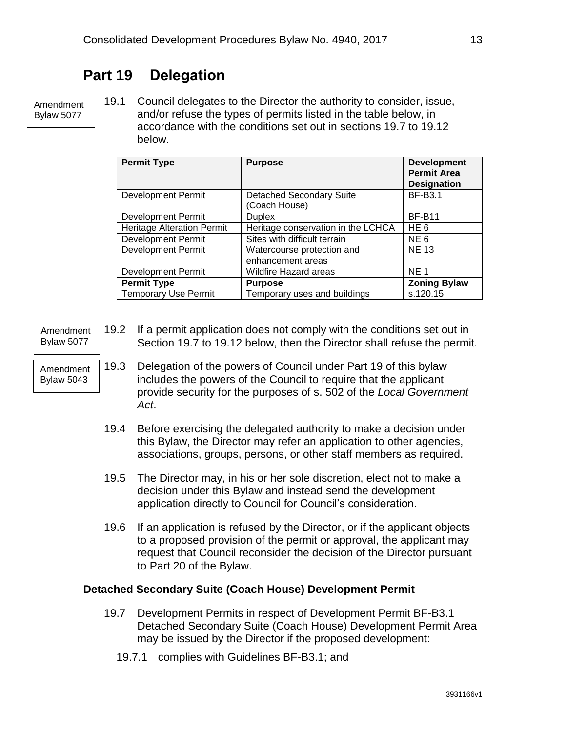# Part 19 Delegation

Amendment Bylaw 5077

19.1 Council delegates to the Director the authority to consider, issue, and/or refuse the types of permits listed in the table below, in accordance with the conditions set out in sections 19.7 to 19.12 below.

| **Permit Type** | **Purpose** | **Development Permit Area Designation** |
|---|---|---|
| Development Permit | Detached Secondary Suite (Coach House) | BF-B3.1 |
| Development Permit | Duplex | BF-B11 |
| Heritage Alteration Permit | Heritage conservation in the LCHCA | HE 6 |
| Development Permit | Sites with difficult terrain | NE 6 |
| Development Permit | Watercourse protection and enhancement areas | NE 13 |
| Development Permit | Wildfire Hazard areas | NE 1 |
| **Permit Type** | **Purpose** | **Zoning Bylaw** |
| Temporary Use Permit | Temporary uses and buildings | s.120.15 |

Amendment Bylaw 5077

19.2 If a permit application does not comply with the conditions set out in Section 19.7 to 19.12 below, then the Director shall refuse the permit.

Amendment Bylaw 5043

19.3 Delegation of the powers of Council under Part 19 of this bylaw includes the powers of the Council to require that the applicant provide security for the purposes of s. 502 of the *Local Government Act*.

19.4 Before exercising the delegated authority to make a decision under this Bylaw, the Director may refer an application to other agencies, associations, groups, persons, or other staff members as required.

19.5 The Director may, in his or her sole discretion, elect not to make a decision under this Bylaw and instead send the development application directly to Council for Council's consideration.

19.6 If an application is refused by the Director, or if the applicant objects to a proposed provision of the permit or approval, the applicant may request that Council reconsider the decision of the Director pursuant to Part 20 of the Bylaw.

### Detached Secondary Suite (Coach House) Development Permit

19.7 Development Permits in respect of Development Permit BF-B3.1 Detached Secondary Suite (Coach House) Development Permit Area may be issued by the Director if the proposed development:

19.7.1 complies with Guidelines BF-B3.1; and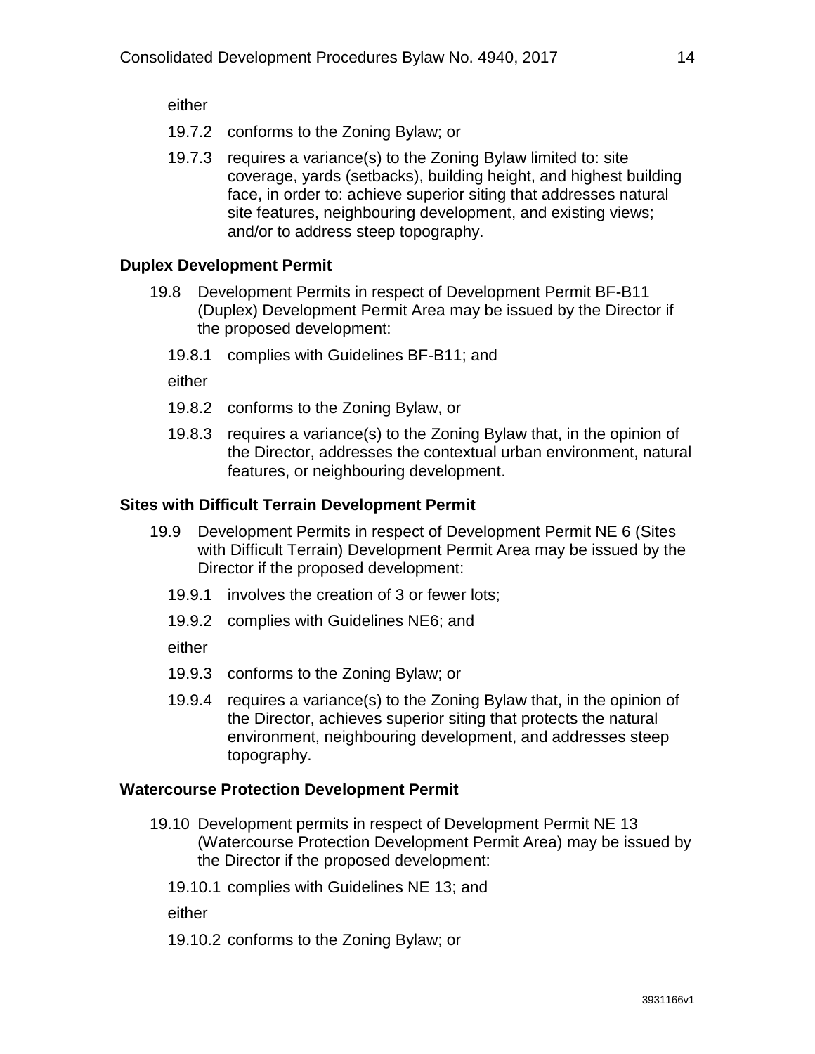either

19.7.2 conforms to the Zoning Bylaw; or

19.7.3 requires a variance(s) to the Zoning Bylaw limited to: site coverage, yards (setbacks), building height, and highest building face, in order to: achieve superior siting that addresses natural site features, neighbouring development, and existing views; and/or to address steep topography.

**Duplex Development Permit**

19.8 Development Permits in respect of Development Permit BF-B11 (Duplex) Development Permit Area may be issued by the Director if the proposed development:

19.8.1 complies with Guidelines BF-B11; and

either

19.8.2 conforms to the Zoning Bylaw, or

19.8.3 requires a variance(s) to the Zoning Bylaw that, in the opinion of the Director, addresses the contextual urban environment, natural features, or neighbouring development.

**Sites with Difficult Terrain Development Permit**

19.9 Development Permits in respect of Development Permit NE 6 (Sites with Difficult Terrain) Development Permit Area may be issued by the Director if the proposed development:

19.9.1 involves the creation of 3 or fewer lots;

19.9.2 complies with Guidelines NE6; and

either

19.9.3 conforms to the Zoning Bylaw; or

19.9.4 requires a variance(s) to the Zoning Bylaw that, in the opinion of the Director, achieves superior siting that protects the natural environment, neighbouring development, and addresses steep topography.

**Watercourse Protection Development Permit**

19.10 Development permits in respect of Development Permit NE 13 (Watercourse Protection Development Permit Area) may be issued by the Director if the proposed development:

19.10.1 complies with Guidelines NE 13; and

either

19.10.2 conforms to the Zoning Bylaw; or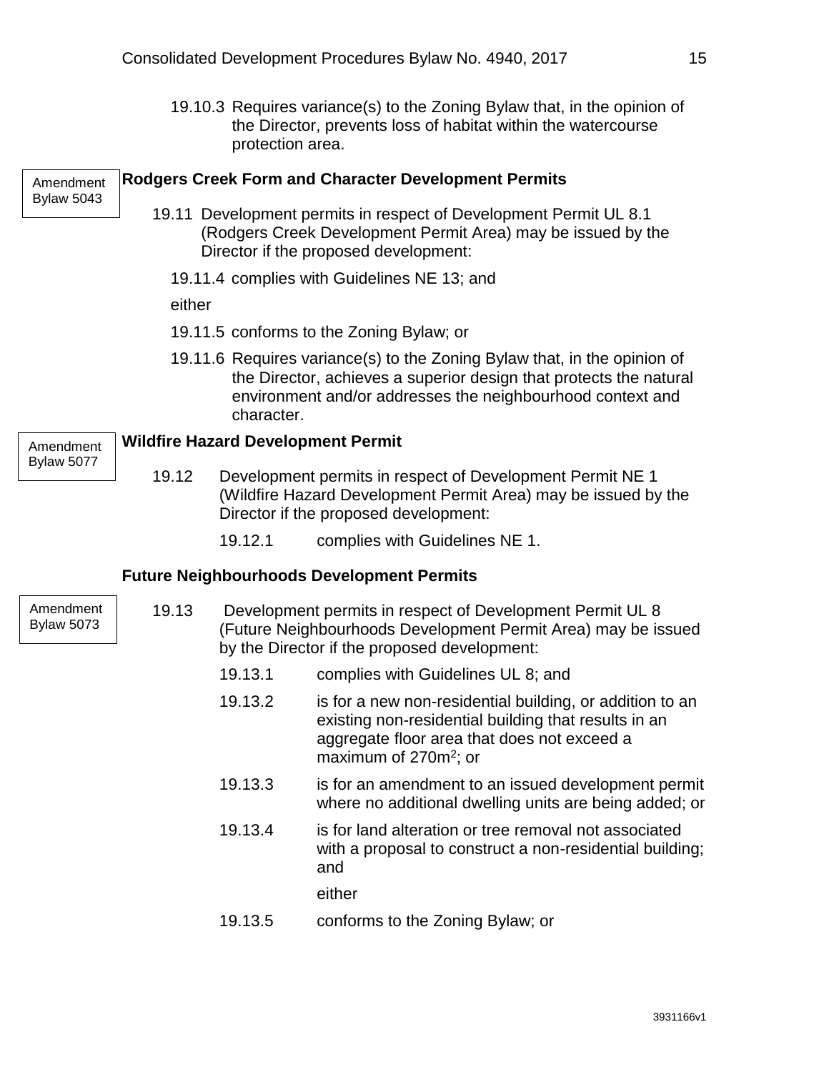19.10.3 Requires variance(s) to the Zoning Bylaw that, in the opinion of the Director, prevents loss of habitat within the watercourse protection area.

Amendment Bylaw 5043

**Rodgers Creek Form and Character Development Permits**

19.11 Development permits in respect of Development Permit UL 8.1 (Rodgers Creek Development Permit Area) may be issued by the Director if the proposed development:

19.11.4 complies with Guidelines NE 13; and

either

19.11.5 conforms to the Zoning Bylaw; or

19.11.6 Requires variance(s) to the Zoning Bylaw that, in the opinion of the Director, achieves a superior design that protects the natural environment and/or addresses the neighbourhood context and character.

Amendment Bylaw 5077

**Wildfire Hazard Development Permit**

19.12 Development permits in respect of Development Permit NE 1 (Wildfire Hazard Development Permit Area) may be issued by the Director if the proposed development:

19.12.1 complies with Guidelines NE 1.

**Future Neighbourhoods Development Permits**

Amendment Bylaw 5073

19.13 Development permits in respect of Development Permit UL 8 (Future Neighbourhoods Development Permit Area) may be issued by the Director if the proposed development:

19.13.1 complies with Guidelines UL 8; and

19.13.2 is for a new non-residential building, or addition to an existing non-residential building that results in an aggregate floor area that does not exceed a maximum of 270m$^2$; or

19.13.3 is for an amendment to an issued development permit where no additional dwelling units are being added; or

19.13.4 is for land alteration or tree removal not associated with a proposal to construct a non-residential building; and

either

19.13.5 conforms to the Zoning Bylaw; or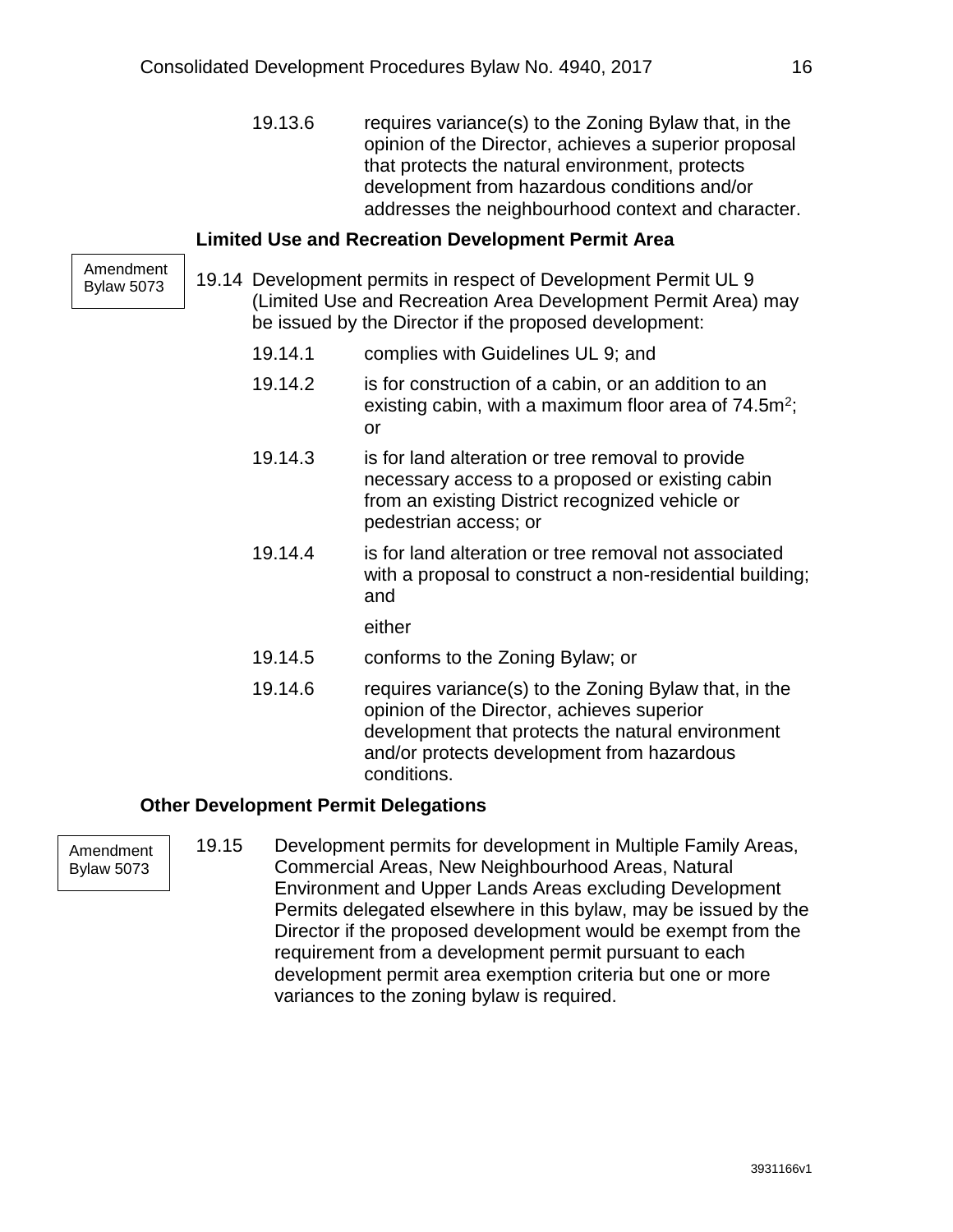19.13.6 requires variance(s) to the Zoning Bylaw that, in the opinion of the Director, achieves a superior proposal that protects the natural environment, protects development from hazardous conditions and/or addresses the neighbourhood context and character.

### Limited Use and Recreation Development Permit Area

Amendment Bylaw 5073

19.14 Development permits in respect of Development Permit UL 9 (Limited Use and Recreation Area Development Permit Area) may be issued by the Director if the proposed development:

19.14.1 complies with Guidelines UL 9; and

19.14.2 is for construction of a cabin, or an addition to an existing cabin, with a maximum floor area of $74.5m^2$; or

19.14.3 is for land alteration or tree removal to provide necessary access to a proposed or existing cabin from an existing District recognized vehicle or pedestrian access; or

19.14.4 is for land alteration or tree removal not associated with a proposal to construct a non-residential building; and

either

19.14.5 conforms to the Zoning Bylaw; or

19.14.6 requires variance(s) to the Zoning Bylaw that, in the opinion of the Director, achieves superior development that protects the natural environment and/or protects development from hazardous conditions.

### Other Development Permit Delegations

Amendment Bylaw 5073

19.15 Development permits for development in Multiple Family Areas, Commercial Areas, New Neighbourhood Areas, Natural Environment and Upper Lands Areas excluding Development Permits delegated elsewhere in this bylaw, may be issued by the Director if the proposed development would be exempt from the requirement from a development permit pursuant to each development permit area exemption criteria but one or more variances to the zoning bylaw is required.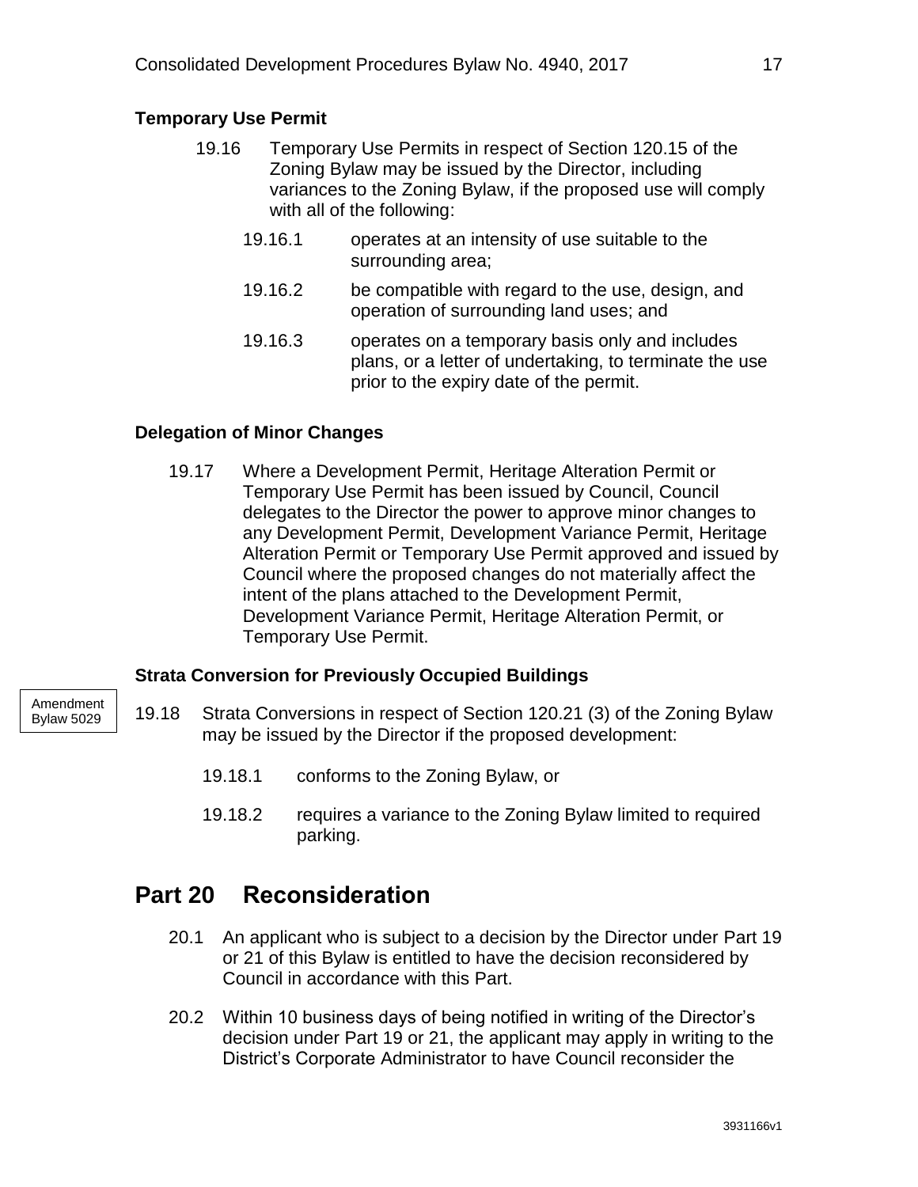### Temporary Use Permit

19.16 Temporary Use Permits in respect of Section 120.15 of the Zoning Bylaw may be issued by the Director, including variances to the Zoning Bylaw, if the proposed use will comply with all of the following:

19.16.1 operates at an intensity of use suitable to the surrounding area;

19.16.2 be compatible with regard to the use, design, and operation of surrounding land uses; and

19.16.3 operates on a temporary basis only and includes plans, or a letter of undertaking, to terminate the use prior to the expiry date of the permit.

### Delegation of Minor Changes

19.17 Where a Development Permit, Heritage Alteration Permit or Temporary Use Permit has been issued by Council, Council delegates to the Director the power to approve minor changes to any Development Permit, Development Variance Permit, Heritage Alteration Permit or Temporary Use Permit approved and issued by Council where the proposed changes do not materially affect the intent of the plans attached to the Development Permit, Development Variance Permit, Heritage Alteration Permit, or Temporary Use Permit.

### Strata Conversion for Previously Occupied Buildings

Amendment Bylaw 5029

19.18 Strata Conversions in respect of Section 120.21 (3) of the Zoning Bylaw may be issued by the Director if the proposed development:

19.18.1 conforms to the Zoning Bylaw, or

19.18.2 requires a variance to the Zoning Bylaw limited to required parking.

## Part 20 Reconsideration

20.1 An applicant who is subject to a decision by the Director under Part 19 or 21 of this Bylaw is entitled to have the decision reconsidered by Council in accordance with this Part.

20.2 Within 10 business days of being notified in writing of the Director's decision under Part 19 or 21, the applicant may apply in writing to the District's Corporate Administrator to have Council reconsider the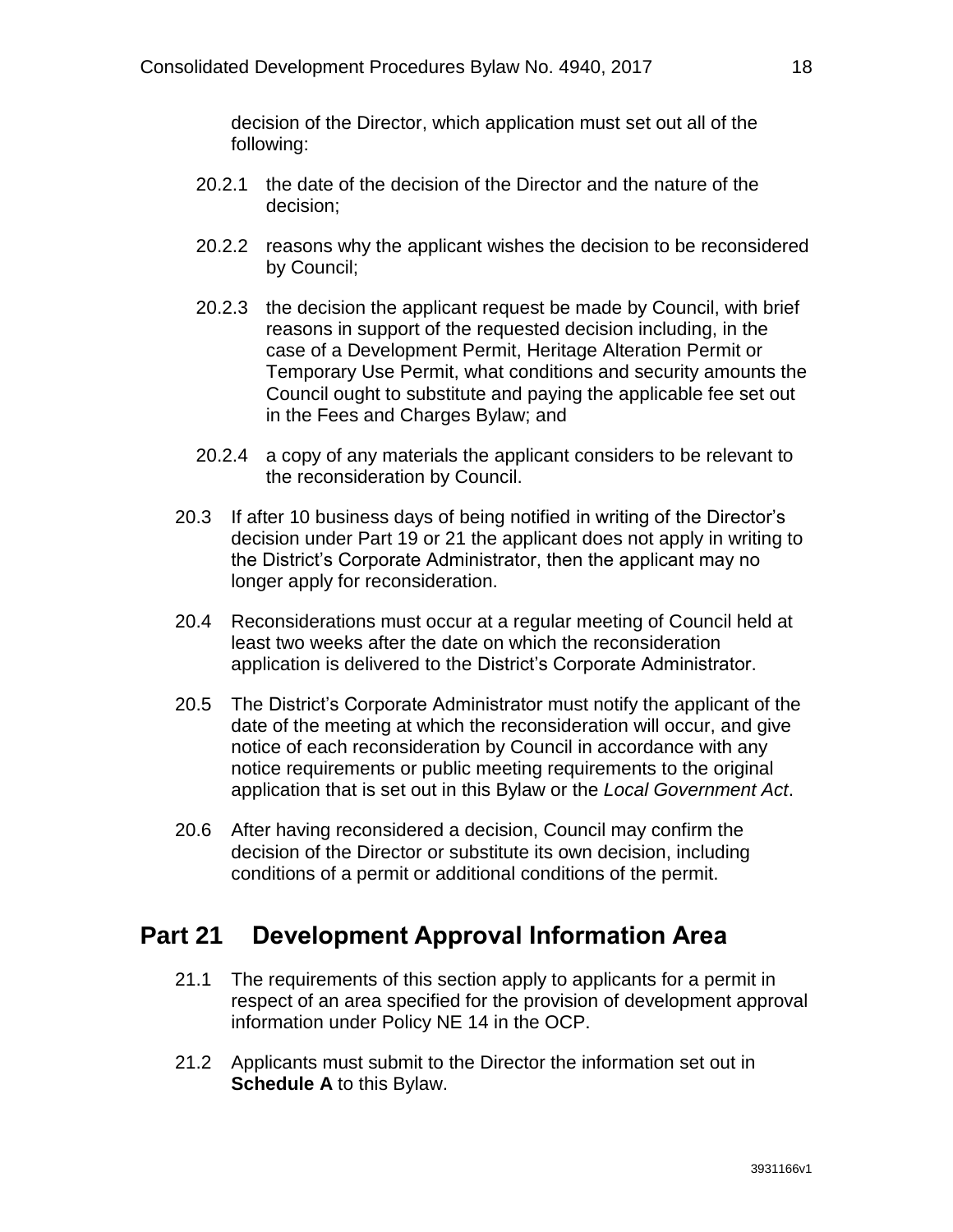decision of the Director, which application must set out all of the following:

20.2.1 the date of the decision of the Director and the nature of the decision;

20.2.2 reasons why the applicant wishes the decision to be reconsidered by Council;

20.2.3 the decision the applicant request be made by Council, with brief reasons in support of the requested decision including, in the case of a Development Permit, Heritage Alteration Permit or Temporary Use Permit, what conditions and security amounts the Council ought to substitute and paying the applicable fee set out in the Fees and Charges Bylaw; and

20.2.4 a copy of any materials the applicant considers to be relevant to the reconsideration by Council.

20.3 If after 10 business days of being notified in writing of the Director's decision under Part 19 or 21 the applicant does not apply in writing to the District's Corporate Administrator, then the applicant may no longer apply for reconsideration.

20.4 Reconsiderations must occur at a regular meeting of Council held at least two weeks after the date on which the reconsideration application is delivered to the District's Corporate Administrator.

20.5 The District's Corporate Administrator must notify the applicant of the date of the meeting at which the reconsideration will occur, and give notice of each reconsideration by Council in accordance with any notice requirements or public meeting requirements to the original application that is set out in this Bylaw or the *Local Government Act*.

20.6 After having reconsidered a decision, Council may confirm the decision of the Director or substitute its own decision, including conditions of a permit or additional conditions of the permit.

## Part 21 Development Approval Information Area

21.1 The requirements of this section apply to applicants for a permit in respect of an area specified for the provision of development approval information under Policy NE 14 in the OCP.

21.2 Applicants must submit to the Director the information set out in **Schedule A** to this Bylaw.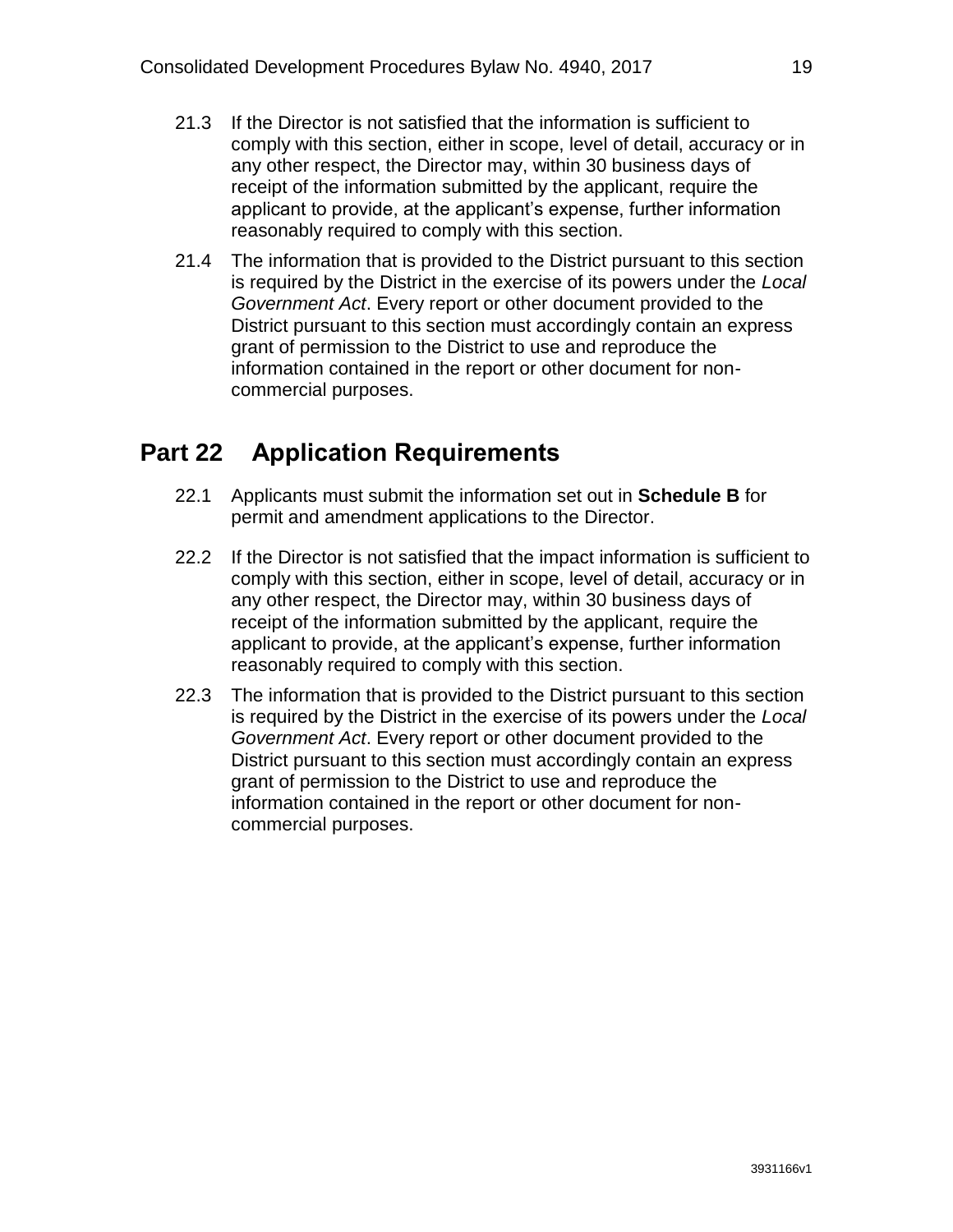21.3 If the Director is not satisfied that the information is sufficient to comply with this section, either in scope, level of detail, accuracy or in any other respect, the Director may, within 30 business days of receipt of the information submitted by the applicant, require the applicant to provide, at the applicant's expense, further information reasonably required to comply with this section.

21.4 The information that is provided to the District pursuant to this section is required by the District in the exercise of its powers under the *Local Government Act*. Every report or other document provided to the District pursuant to this section must accordingly contain an express grant of permission to the District to use and reproduce the information contained in the report or other document for non-commercial purposes.

## Part 22 Application Requirements

22.1 Applicants must submit the information set out in **Schedule B** for permit and amendment applications to the Director.

22.2 If the Director is not satisfied that the impact information is sufficient to comply with this section, either in scope, level of detail, accuracy or in any other respect, the Director may, within 30 business days of receipt of the information submitted by the applicant, require the applicant to provide, at the applicant's expense, further information reasonably required to comply with this section.

22.3 The information that is provided to the District pursuant to this section is required by the District in the exercise of its powers under the *Local Government Act*. Every report or other document provided to the District pursuant to this section must accordingly contain an express grant of permission to the District to use and reproduce the information contained in the report or other document for non-commercial purposes.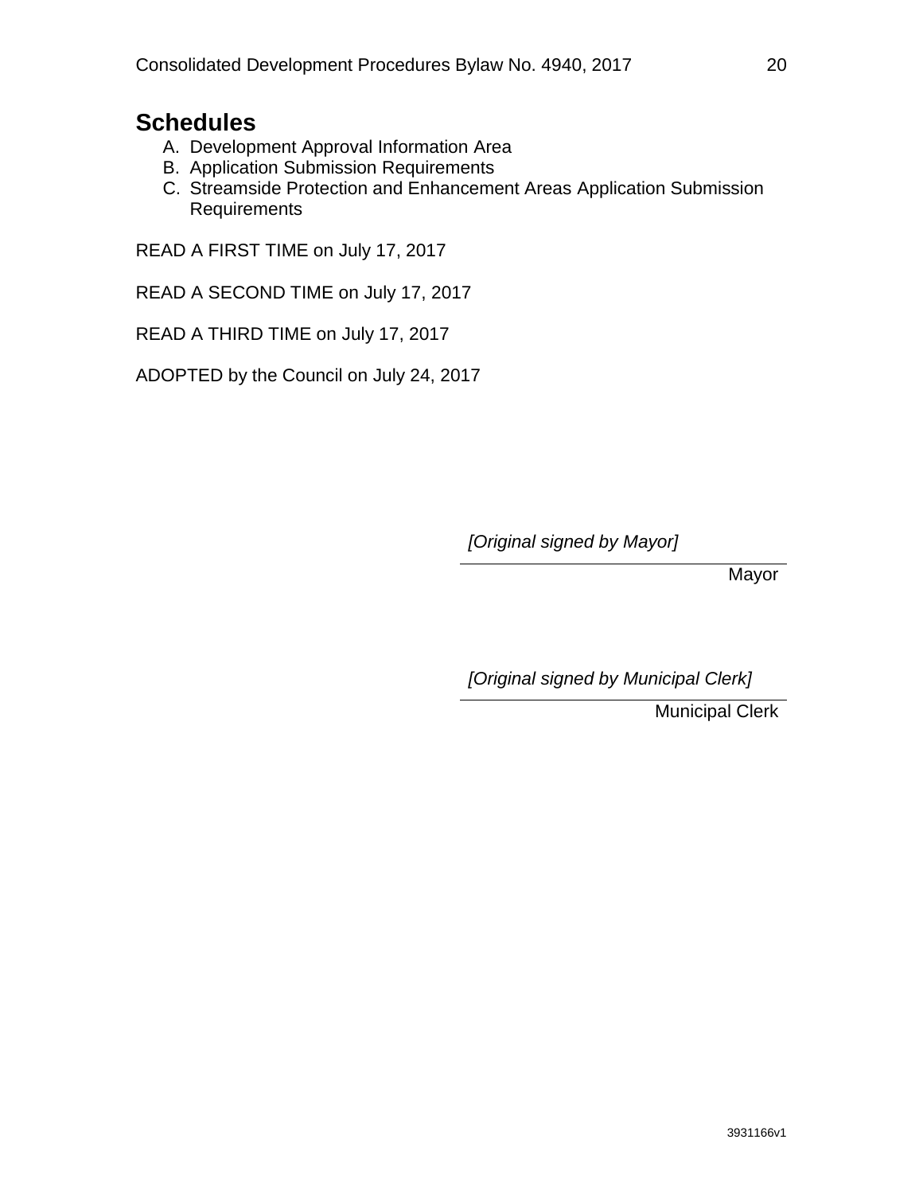## Schedules

A. Development Approval Information Area
B. Application Submission Requirements
C. Streamside Protection and Enhancement Areas Application Submission Requirements

READ A FIRST TIME on July 17, 2017

READ A SECOND TIME on July 17, 2017

READ A THIRD TIME on July 17, 2017

ADOPTED by the Council on July 24, 2017

*[Original signed by Mayor]*

Mayor

*[Original signed by Municipal Clerk]*

Municipal Clerk

3931166v1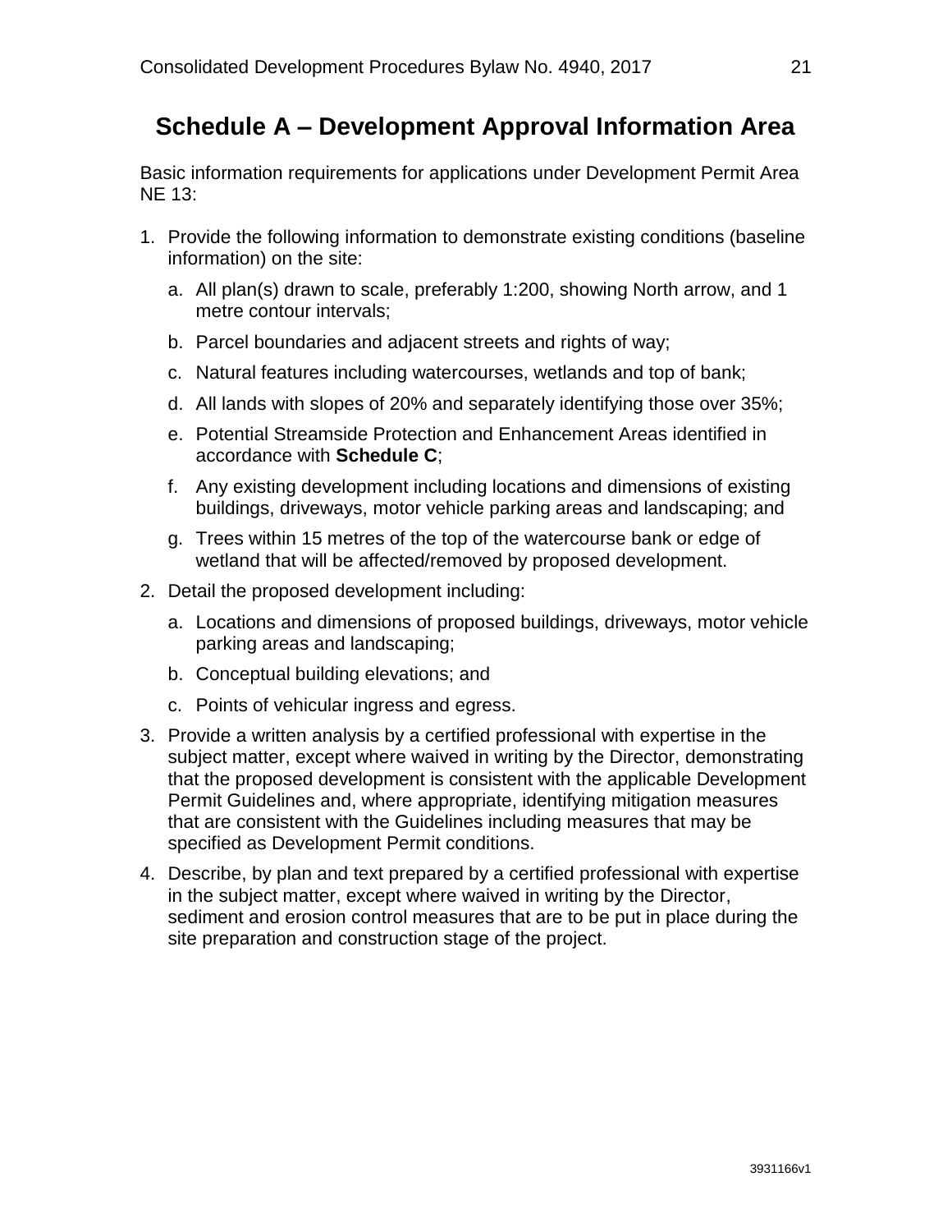# Schedule A – Development Approval Information Area

Basic information requirements for applications under Development Permit Area NE 13:

1. Provide the following information to demonstrate existing conditions (baseline information) on the site:
   a. All plan(s) drawn to scale, preferably 1:200, showing North arrow, and 1 metre contour intervals;
   b. Parcel boundaries and adjacent streets and rights of way;
   c. Natural features including watercourses, wetlands and top of bank;
   d. All lands with slopes of 20% and separately identifying those over 35%;
   e. Potential Streamside Protection and Enhancement Areas identified in accordance with **Schedule C**;
   f. Any existing development including locations and dimensions of existing buildings, driveways, motor vehicle parking areas and landscaping; and
   g. Trees within 15 metres of the top of the watercourse bank or edge of wetland that will be affected/removed by proposed development.
2. Detail the proposed development including:
   a. Locations and dimensions of proposed buildings, driveways, motor vehicle parking areas and landscaping;
   b. Conceptual building elevations; and
   c. Points of vehicular ingress and egress.
3. Provide a written analysis by a certified professional with expertise in the subject matter, except where waived in writing by the Director, demonstrating that the proposed development is consistent with the applicable Development Permit Guidelines and, where appropriate, identifying mitigation measures that are consistent with the Guidelines including measures that may be specified as Development Permit conditions.
4. Describe, by plan and text prepared by a certified professional with expertise in the subject matter, except where waived in writing by the Director, sediment and erosion control measures that are to be put in place during the site preparation and construction stage of the project.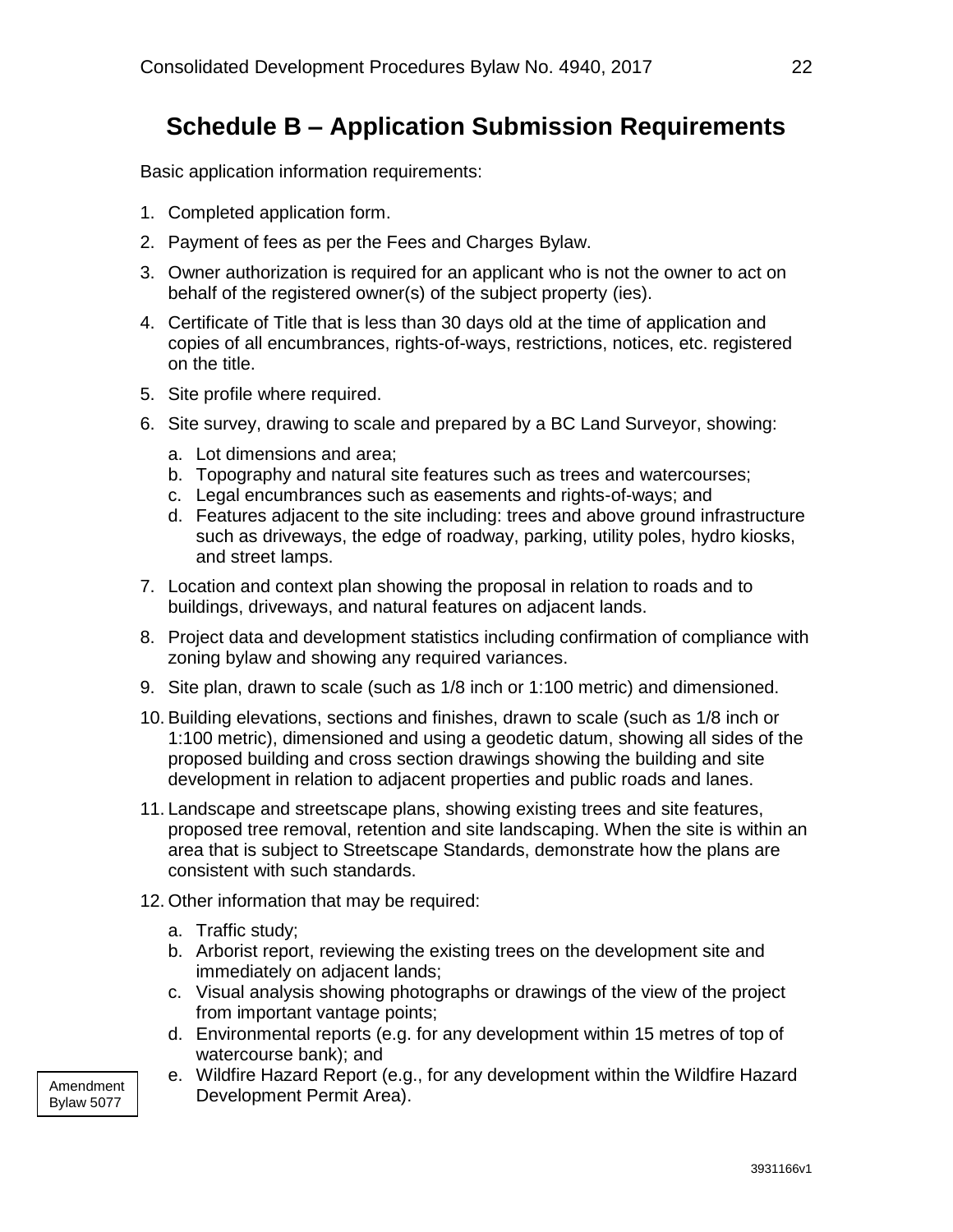# Schedule B – Application Submission Requirements

Basic application information requirements:

1. Completed application form.
2. Payment of fees as per the Fees and Charges Bylaw.
3. Owner authorization is required for an applicant who is not the owner to act on behalf of the registered owner(s) of the subject property (ies).
4. Certificate of Title that is less than 30 days old at the time of application and copies of all encumbrances, rights-of-ways, restrictions, notices, etc. registered on the title.
5. Site profile where required.
6. Site survey, drawing to scale and prepared by a BC Land Surveyor, showing:
   a. Lot dimensions and area;
   b. Topography and natural site features such as trees and watercourses;
   c. Legal encumbrances such as easements and rights-of-ways; and
   d. Features adjacent to the site including: trees and above ground infrastructure such as driveways, the edge of roadway, parking, utility poles, hydro kiosks, and street lamps.
7. Location and context plan showing the proposal in relation to roads and to buildings, driveways, and natural features on adjacent lands.
8. Project data and development statistics including confirmation of compliance with zoning bylaw and showing any required variances.
9. Site plan, drawn to scale (such as 1/8 inch or 1:100 metric) and dimensioned.
10. Building elevations, sections and finishes, drawn to scale (such as 1/8 inch or 1:100 metric), dimensioned and using a geodetic datum, showing all sides of the proposed building and cross section drawings showing the building and site development in relation to adjacent properties and public roads and lanes.
11. Landscape and streetscape plans, showing existing trees and site features, proposed tree removal, retention and site landscaping. When the site is within an area that is subject to Streetscape Standards, demonstrate how the plans are consistent with such standards.
12. Other information that may be required:
    a. Traffic study;
    b. Arborist report, reviewing the existing trees on the development site and immediately on adjacent lands;
    c. Visual analysis showing photographs or drawings of the view of the project from important vantage points;
    d. Environmental reports (e.g. for any development within 15 metres of top of watercourse bank); and
    e. Wildfire Hazard Report (e.g., for any development within the Wildfire Hazard Development Permit Area).

Amendment Bylaw 5077

3931166v1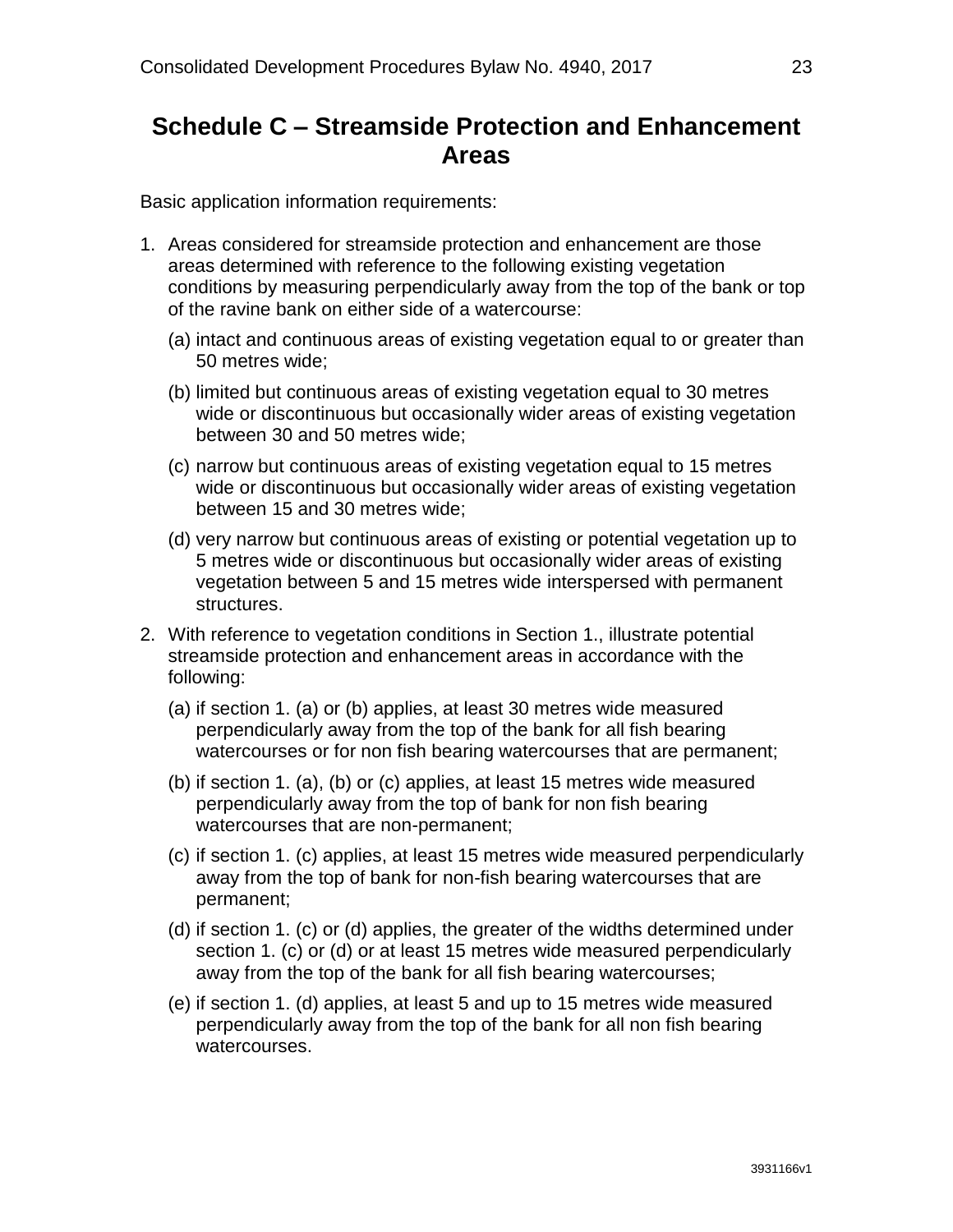# Schedule C – Streamside Protection and Enhancement Areas

Basic application information requirements:

1. Areas considered for streamside protection and enhancement are those areas determined with reference to the following existing vegetation conditions by measuring perpendicularly away from the top of the bank or top of the ravine bank on either side of a watercourse:
   (a) intact and continuous areas of existing vegetation equal to or greater than 50 metres wide;
   (b) limited but continuous areas of existing vegetation equal to 30 metres wide or discontinuous but occasionally wider areas of existing vegetation between 30 and 50 metres wide;
   (c) narrow but continuous areas of existing vegetation equal to 15 metres wide or discontinuous but occasionally wider areas of existing vegetation between 15 and 30 metres wide;
   (d) very narrow but continuous areas of existing or potential vegetation up to 5 metres wide or discontinuous but occasionally wider areas of existing vegetation between 5 and 15 metres wide interspersed with permanent structures.
2. With reference to vegetation conditions in Section 1., illustrate potential streamside protection and enhancement areas in accordance with the following:
   (a) if section 1. (a) or (b) applies, at least 30 metres wide measured perpendicularly away from the top of the bank for all fish bearing watercourses or for non fish bearing watercourses that are permanent;
   (b) if section 1. (a), (b) or (c) applies, at least 15 metres wide measured perpendicularly away from the top of bank for non fish bearing watercourses that are non-permanent;
   (c) if section 1. (c) applies, at least 15 metres wide measured perpendicularly away from the top of bank for non-fish bearing watercourses that are permanent;
   (d) if section 1. (c) or (d) applies, the greater of the widths determined under section 1. (c) or (d) or at least 15 metres wide measured perpendicularly away from the top of the bank for all fish bearing watercourses;
   (e) if section 1. (d) applies, at least 5 and up to 15 metres wide measured perpendicularly away from the top of the bank for all non fish bearing watercourses.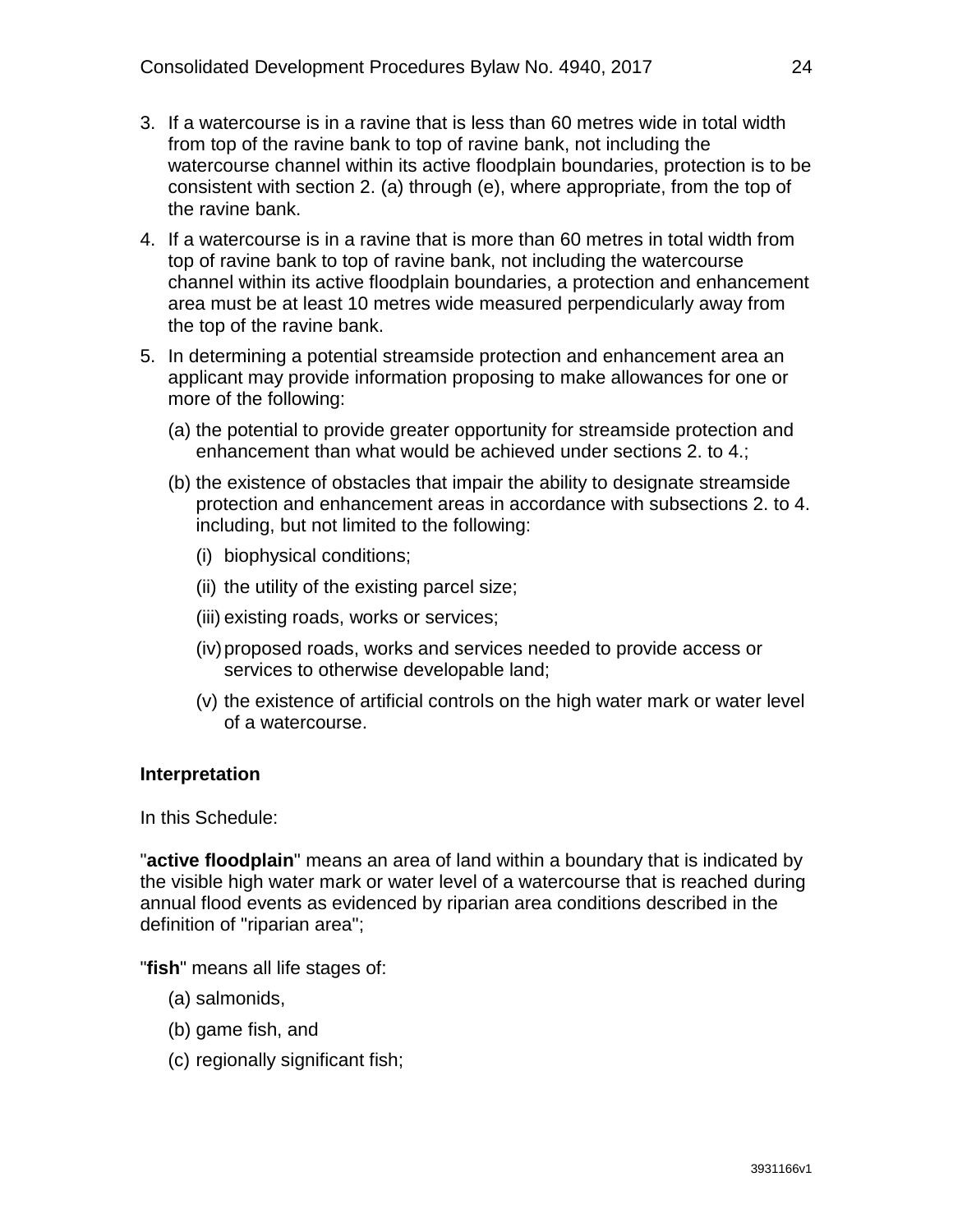3. If a watercourse is in a ravine that is less than 60 metres wide in total width from top of the ravine bank to top of ravine bank, not including the watercourse channel within its active floodplain boundaries, protection is to be consistent with section 2. (a) through (e), where appropriate, from the top of the ravine bank.

4. If a watercourse is in a ravine that is more than 60 metres in total width from top of ravine bank to top of ravine bank, not including the watercourse channel within its active floodplain boundaries, a protection and enhancement area must be at least 10 metres wide measured perpendicularly away from the top of the ravine bank.

5. In determining a potential streamside protection and enhancement area an applicant may provide information proposing to make allowances for one or more of the following:

   (a) the potential to provide greater opportunity for streamside protection and enhancement than what would be achieved under sections 2. to 4.;

   (b) the existence of obstacles that impair the ability to designate streamside protection and enhancement areas in accordance with subsections 2. to 4. including, but not limited to the following:

      (i) biophysical conditions;

      (ii) the utility of the existing parcel size;

      (iii) existing roads, works or services;

      (iv) proposed roads, works and services needed to provide access or services to otherwise developable land;

      (v) the existence of artificial controls on the high water mark or water level of a watercourse.

**Interpretation**

In this Schedule:

"**active floodplain**" means an area of land within a boundary that is indicated by the visible high water mark or water level of a watercourse that is reached during annual flood events as evidenced by riparian area conditions described in the definition of "riparian area";

"**fish**" means all life stages of:

(a) salmonids,

(b) game fish, and

(c) regionally significant fish;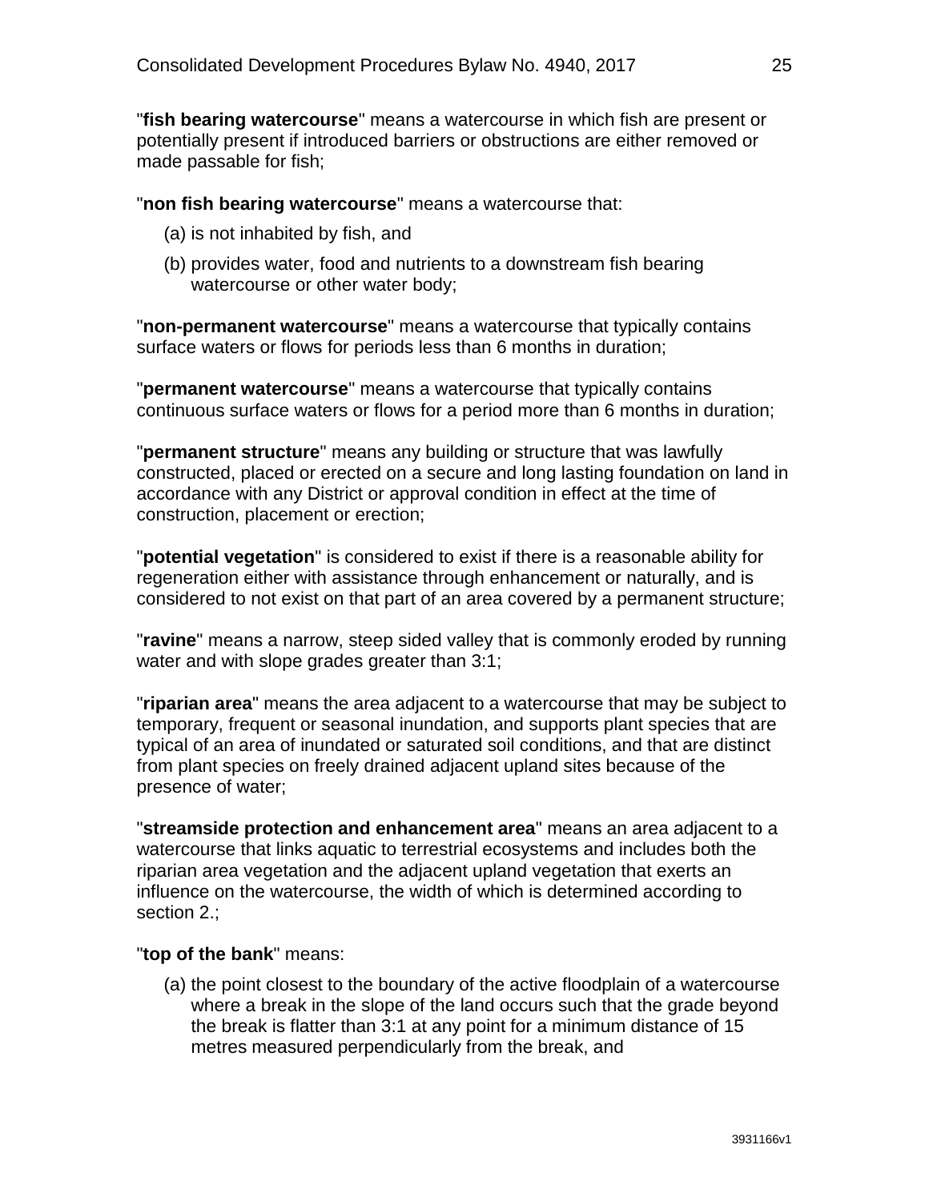"**fish bearing watercourse**" means a watercourse in which fish are present or potentially present if introduced barriers or obstructions are either removed or made passable for fish;

"**non fish bearing watercourse**" means a watercourse that:

(a) is not inhabited by fish, and

(b) provides water, food and nutrients to a downstream fish bearing watercourse or other water body;

"**non-permanent watercourse**" means a watercourse that typically contains surface waters or flows for periods less than 6 months in duration;

"**permanent watercourse**" means a watercourse that typically contains continuous surface waters or flows for a period more than 6 months in duration;

"**permanent structure**" means any building or structure that was lawfully constructed, placed or erected on a secure and long lasting foundation on land in accordance with any District or approval condition in effect at the time of construction, placement or erection;

"**potential vegetation**" is considered to exist if there is a reasonable ability for regeneration either with assistance through enhancement or naturally, and is considered to not exist on that part of an area covered by a permanent structure;

"**ravine**" means a narrow, steep sided valley that is commonly eroded by running water and with slope grades greater than 3:1;

"**riparian area**" means the area adjacent to a watercourse that may be subject to temporary, frequent or seasonal inundation, and supports plant species that are typical of an area of inundated or saturated soil conditions, and that are distinct from plant species on freely drained adjacent upland sites because of the presence of water;

"**streamside protection and enhancement area**" means an area adjacent to a watercourse that links aquatic to terrestrial ecosystems and includes both the riparian area vegetation and the adjacent upland vegetation that exerts an influence on the watercourse, the width of which is determined according to section 2.;

"**top of the bank**" means:

(a) the point closest to the boundary of the active floodplain of a watercourse where a break in the slope of the land occurs such that the grade beyond the break is flatter than 3:1 at any point for a minimum distance of 15 metres measured perpendicularly from the break, and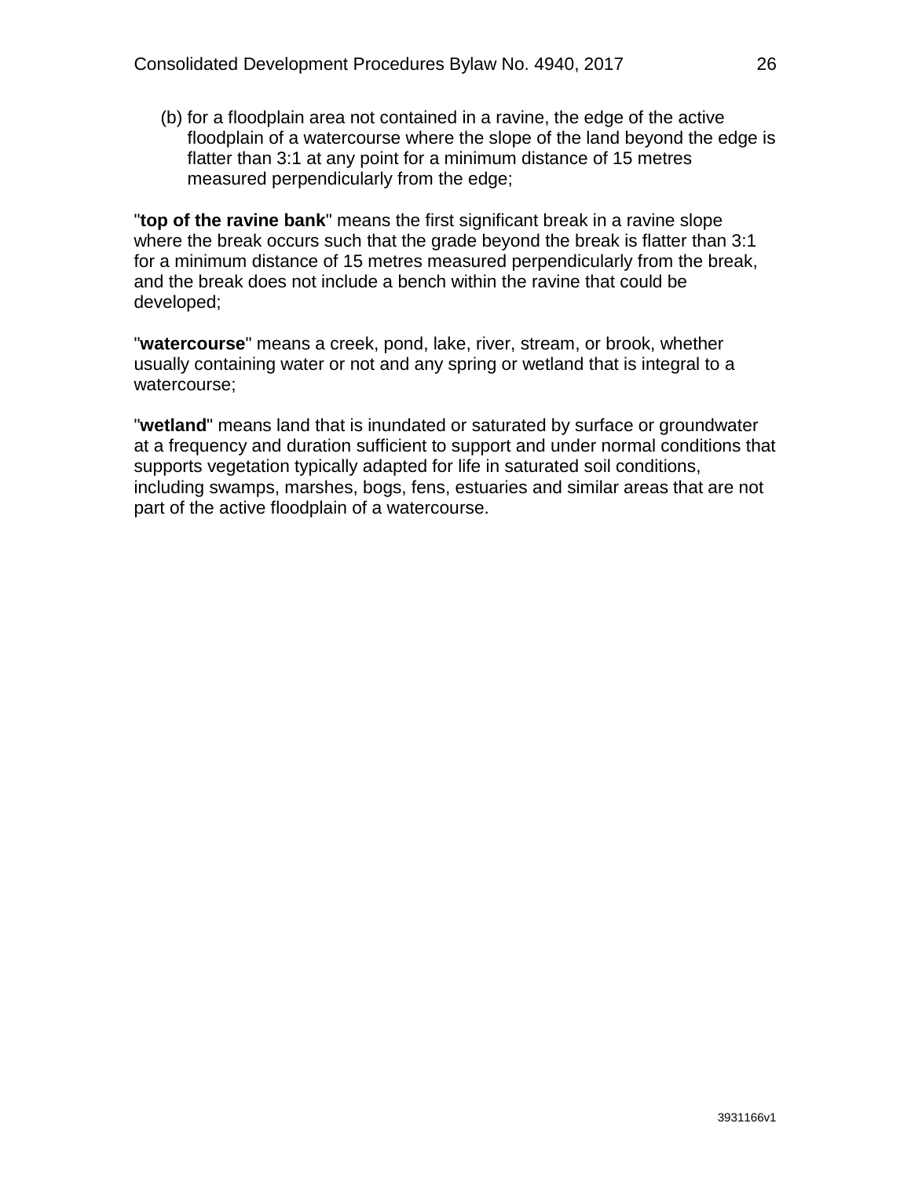(b) for a floodplain area not contained in a ravine, the edge of the active floodplain of a watercourse where the slope of the land beyond the edge is flatter than 3:1 at any point for a minimum distance of 15 metres measured perpendicularly from the edge;

"**top of the ravine bank**" means the first significant break in a ravine slope where the break occurs such that the grade beyond the break is flatter than 3:1 for a minimum distance of 15 metres measured perpendicularly from the break, and the break does not include a bench within the ravine that could be developed;

"**watercourse**" means a creek, pond, lake, river, stream, or brook, whether usually containing water or not and any spring or wetland that is integral to a watercourse;

"**wetland**" means land that is inundated or saturated by surface or groundwater at a frequency and duration sufficient to support and under normal conditions that supports vegetation typically adapted for life in saturated soil conditions, including swamps, marshes, bogs, fens, estuaries and similar areas that are not part of the active floodplain of a watercourse.